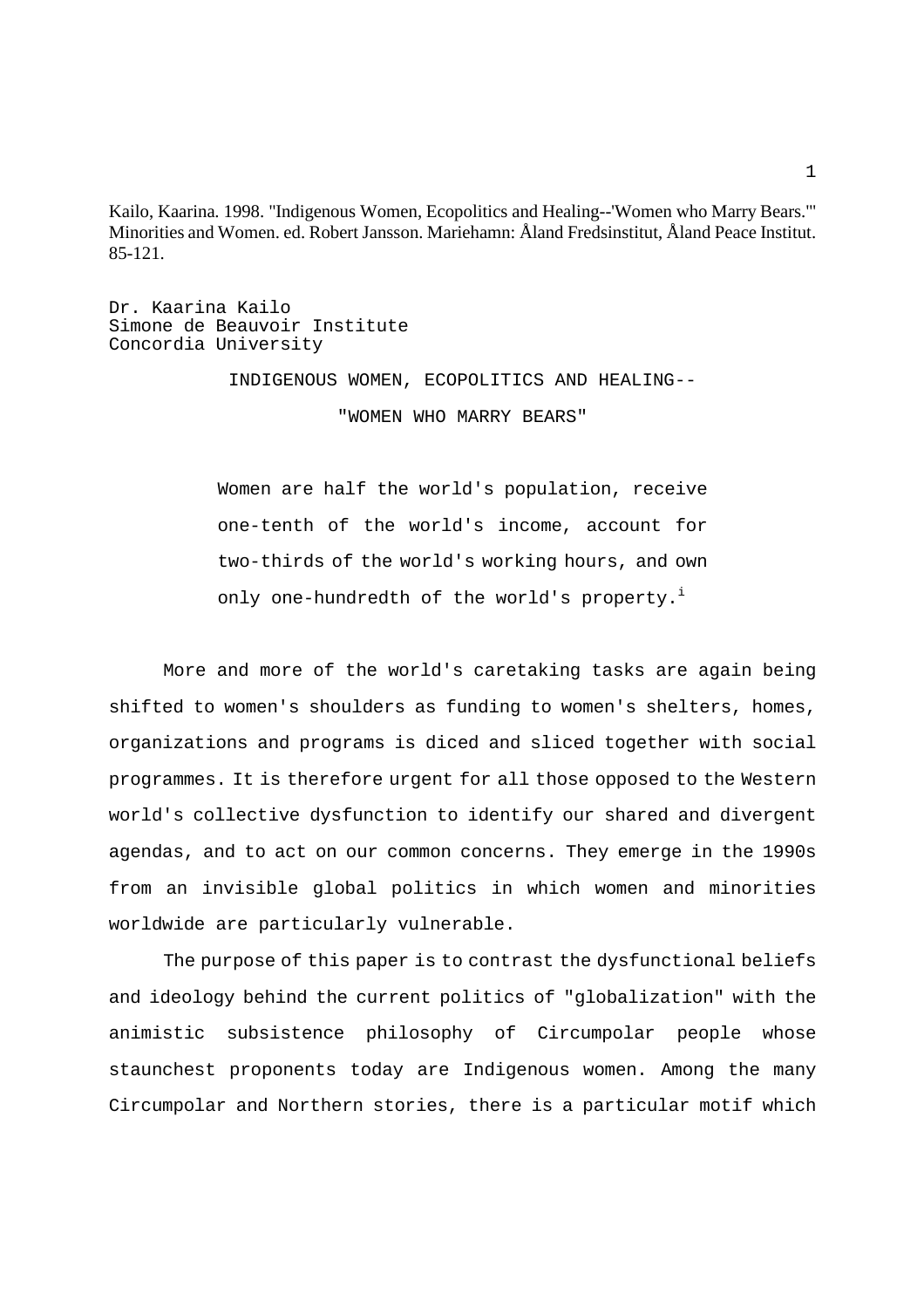Kailo, Kaarina. 1998. "Indigenous Women, Ecopolitics and Healing--'Women who Marry Bears.'" Minorities and Women. ed. Robert Jansson. Mariehamn: Åland Fredsinstitut, Åland Peace Institut. 85-121.

Dr. Kaarina Kailo
Simone de Beauvoir Institute
Concordia University

# INDIGENOUS WOMEN, ECOPOLITICS AND HEALING--"WOMEN WHO MARRY BEARS"

> Women are half the world's population, receive one-tenth of the world's income, account for two-thirds of the world's working hours, and own only one-hundredth of the world's property.[i]

More and more of the world's caretaking tasks are again being shifted to women's shoulders as funding to women's shelters, homes, organizations and programs is diced and sliced together with social programmes. It is therefore urgent for all those opposed to the Western world's collective dysfunction to identify our shared and divergent agendas, and to act on our common concerns. They emerge in the 1990s from an invisible global politics in which women and minorities worldwide are particularly vulnerable.

The purpose of this paper is to contrast the dysfunctional beliefs and ideology behind the current politics of "globalization" with the animistic subsistence philosophy of Circumpolar people whose staunchest proponents today are Indigenous women. Among the many Circumpolar and Northern stories, there is a particular motif which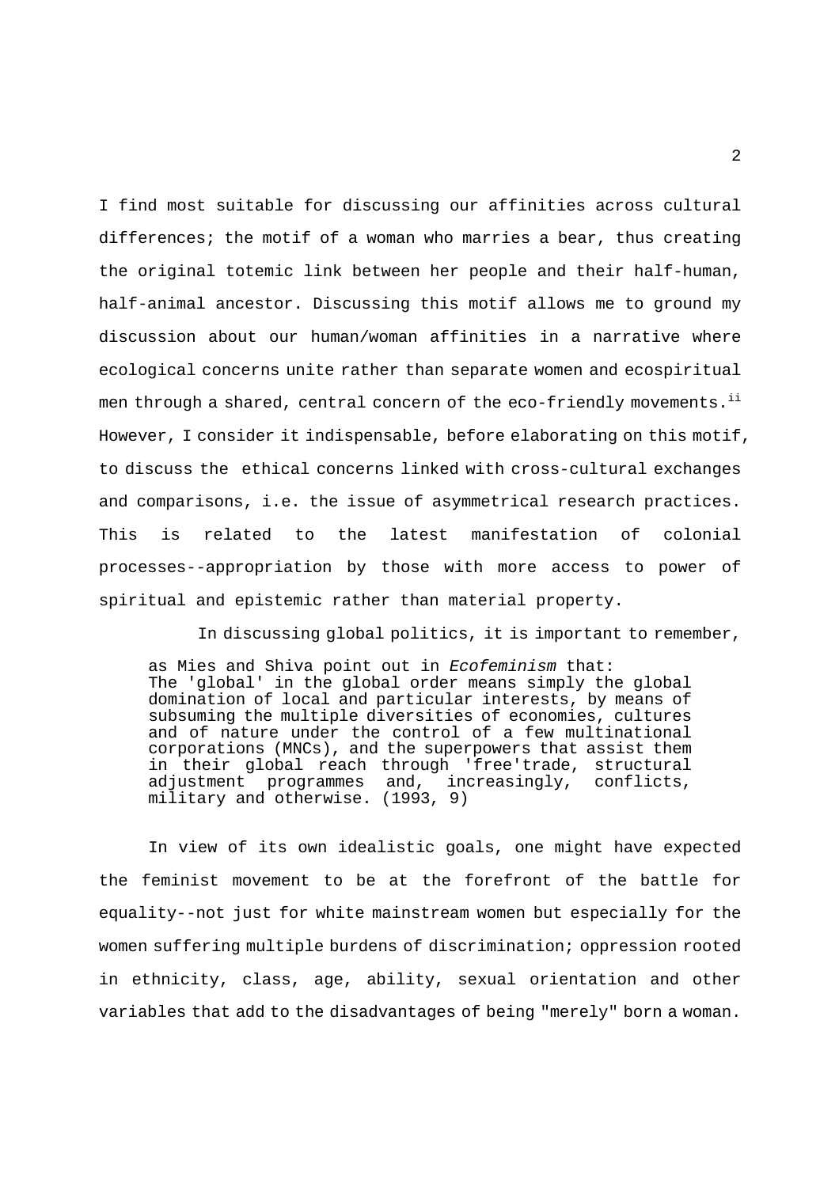I find most suitable for discussing our affinities across cultural differences; the motif of a woman who marries a bear, thus creating the original totemic link between her people and their half-human, half-animal ancestor. Discussing this motif allows me to ground my discussion about our human/woman affinities in a narrative where ecological concerns unite rather than separate women and ecospiritual men through a shared, central concern of the eco-friendly movements.[ii] However, I consider it indispensable, before elaborating on this motif, to discuss the ethical concerns linked with cross-cultural exchanges and comparisons, i.e. the issue of asymmetrical research practices. This is related to the latest manifestation of colonial processes--appropriation by those with more access to power of spiritual and epistemic rather than material property.

In discussing global politics, it is important to remember, as Mies and Shiva point out in *Ecofeminism* that:

> The 'global' in the global order means simply the global domination of local and particular interests, by means of subsuming the multiple diversities of economies, cultures and of nature under the control of a few multinational corporations (MNCs), and the superpowers that assist them in their global reach through 'free'trade, structural adjustment programmes and, increasingly, conflicts, military and otherwise. (1993, 9)

In view of its own idealistic goals, one might have expected the feminist movement to be at the forefront of the battle for equality--not just for white mainstream women but especially for the women suffering multiple burdens of discrimination; oppression rooted in ethnicity, class, age, ability, sexual orientation and other variables that add to the disadvantages of being "merely" born a woman.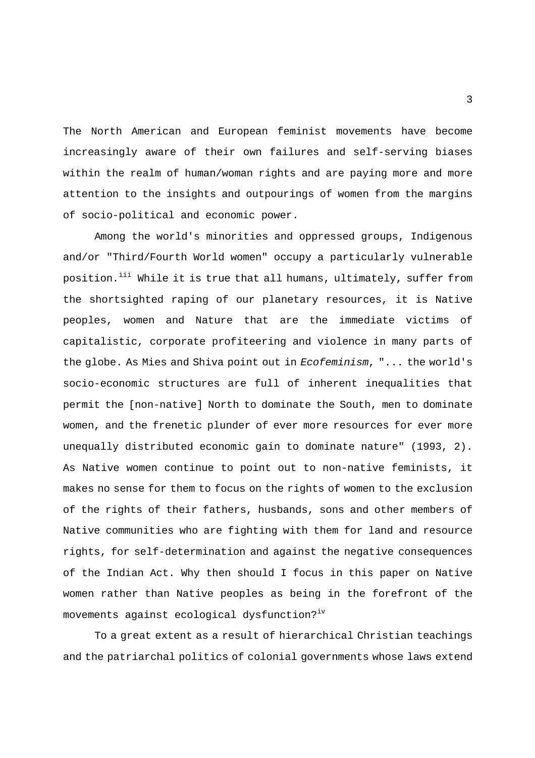The North American and European feminist movements have become increasingly aware of their own failures and self-serving biases within the realm of human/woman rights and are paying more and more attention to the insights and outpourings of women from the margins of socio-political and economic power.

Among the world's minorities and oppressed groups, Indigenous and/or "Third/Fourth World women" occupy a particularly vulnerable position.[iii] While it is true that all humans, ultimately, suffer from the shortsighted raping of our planetary resources, it is Native peoples, women and Nature that are the immediate victims of capitalistic, corporate profiteering and violence in many parts of the globe. As Mies and Shiva point out in *Ecofeminism*, "... the world's socio-economic structures are full of inherent inequalities that permit the [non-native] North to dominate the South, men to dominate women, and the frenetic plunder of ever more resources for ever more unequally distributed economic gain to dominate nature" (1993, 2). As Native women continue to point out to non-native feminists, it makes no sense for them to focus on the rights of women to the exclusion of the rights of their fathers, husbands, sons and other members of Native communities who are fighting with them for land and resource rights, for self-determination and against the negative consequences of the Indian Act. Why then should I focus in this paper on Native women rather than Native peoples as being in the forefront of the movements against ecological dysfunction?[iv]

To a great extent as a result of hierarchical Christian teachings and the patriarchal politics of colonial governments whose laws extend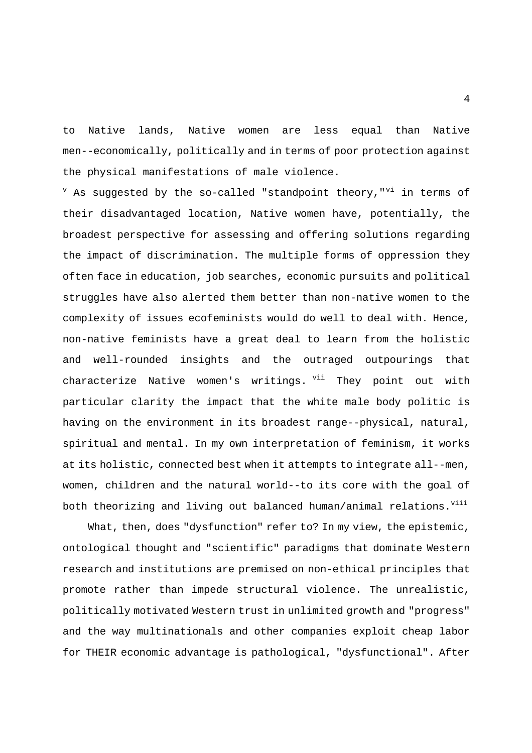to Native lands, Native women are less equal than Native men--economically, politically and in terms of poor protection against the physical manifestations of male violence.

[v] As suggested by the so-called "standpoint theory,"[vi] in terms of their disadvantaged location, Native women have, potentially, the broadest perspective for assessing and offering solutions regarding the impact of discrimination. The multiple forms of oppression they often face in education, job searches, economic pursuits and political struggles have also alerted them better than non-native women to the complexity of issues ecofeminists would do well to deal with. Hence, non-native feminists have a great deal to learn from the holistic and well-rounded insights and the outraged outpourings that characterize Native women's writings.[vii] They point out with particular clarity the impact that the white male body politic is having on the environment in its broadest range--physical, natural, spiritual and mental. In my own interpretation of feminism, it works at its holistic, connected best when it attempts to integrate all--men, women, children and the natural world--to its core with the goal of both theorizing and living out balanced human/animal relations.[viii]

What, then, does "dysfunction" refer to? In my view, the epistemic, ontological thought and "scientific" paradigms that dominate Western research and institutions are premised on non-ethical principles that promote rather than impede structural violence. The unrealistic, politically motivated Western trust in unlimited growth and "progress" and the way multinationals and other companies exploit cheap labor for THEIR economic advantage is pathological, "dysfunctional". After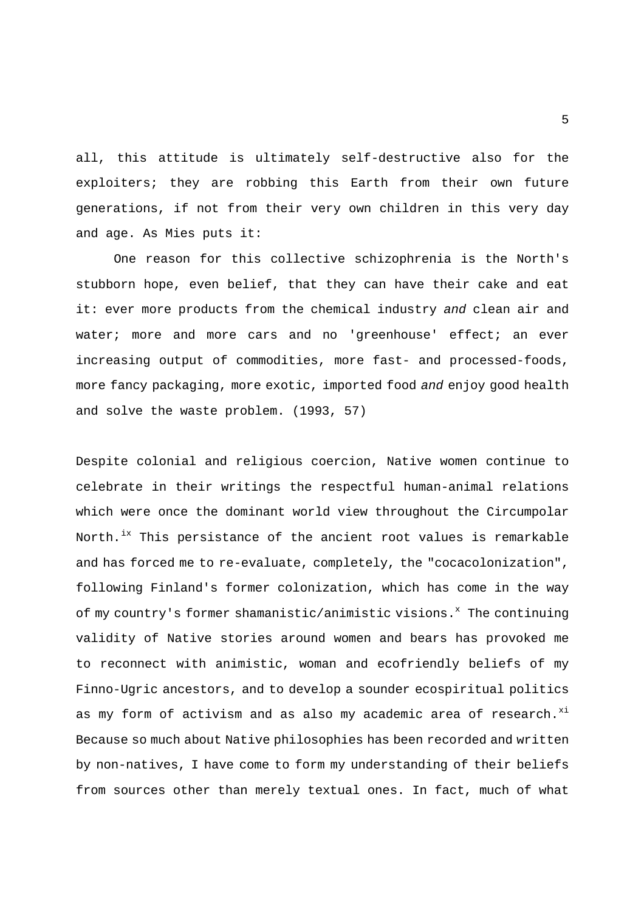all, this attitude is ultimately self-destructive also for the exploiters; they are robbing this Earth from their own future generations, if not from their very own children in this very day and age. As Mies puts it:

> One reason for this collective schizophrenia is the North's stubborn hope, even belief, that they can have their cake and eat it: ever more products from the chemical industry *and* clean air and water; more and more cars and no 'greenhouse' effect; an ever increasing output of commodities, more fast- and processed-foods, more fancy packaging, more exotic, imported food *and* enjoy good health and solve the waste problem. (1993, 57)

Despite colonial and religious coercion, Native women continue to celebrate in their writings the respectful human-animal relations which were once the dominant world view throughout the Circumpolar North.[ix] This persistance of the ancient root values is remarkable and has forced me to re-evaluate, completely, the "cocacolonization", following Finland's former colonization, which has come in the way of my country's former shamanistic/animistic visions.[x] The continuing validity of Native stories around women and bears has provoked me to reconnect with animistic, woman and ecofriendly beliefs of my Finno-Ugric ancestors, and to develop a sounder ecospiritual politics as my form of activism and as also my academic area of research.[xi] Because so much about Native philosophies has been recorded and written by non-natives, I have come to form my understanding of their beliefs from sources other than merely textual ones. In fact, much of what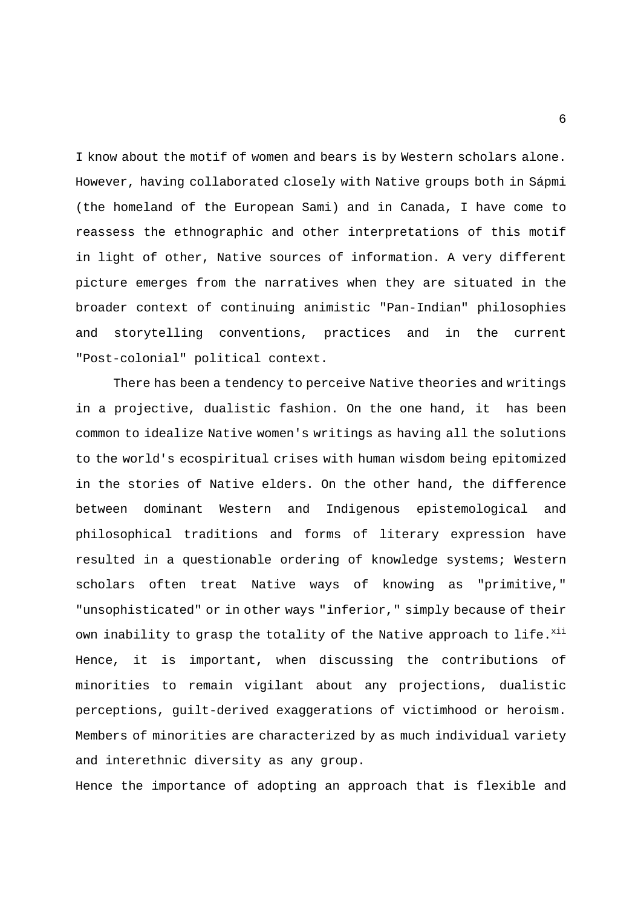I know about the motif of women and bears is by Western scholars alone. However, having collaborated closely with Native groups both in Sápmi (the homeland of the European Sami) and in Canada, I have come to reassess the ethnographic and other interpretations of this motif in light of other, Native sources of information. A very different picture emerges from the narratives when they are situated in the broader context of continuing animistic "Pan-Indian" philosophies and storytelling conventions, practices and in the current "Post-colonial" political context.

There has been a tendency to perceive Native theories and writings in a projective, dualistic fashion. On the one hand, it has been common to idealize Native women's writings as having all the solutions to the world's ecospiritual crises with human wisdom being epitomized in the stories of Native elders. On the other hand, the difference between dominant Western and Indigenous epistemological and philosophical traditions and forms of literary expression have resulted in a questionable ordering of knowledge systems; Western scholars often treat Native ways of knowing as "primitive," "unsophisticated" or in other ways "inferior," simply because of their own inability to grasp the totality of the Native approach to life.[xii] Hence, it is important, when discussing the contributions of minorities to remain vigilant about any projections, dualistic perceptions, guilt-derived exaggerations of victimhood or heroism. Members of minorities are characterized by as much individual variety and interethnic diversity as any group.

Hence the importance of adopting an approach that is flexible and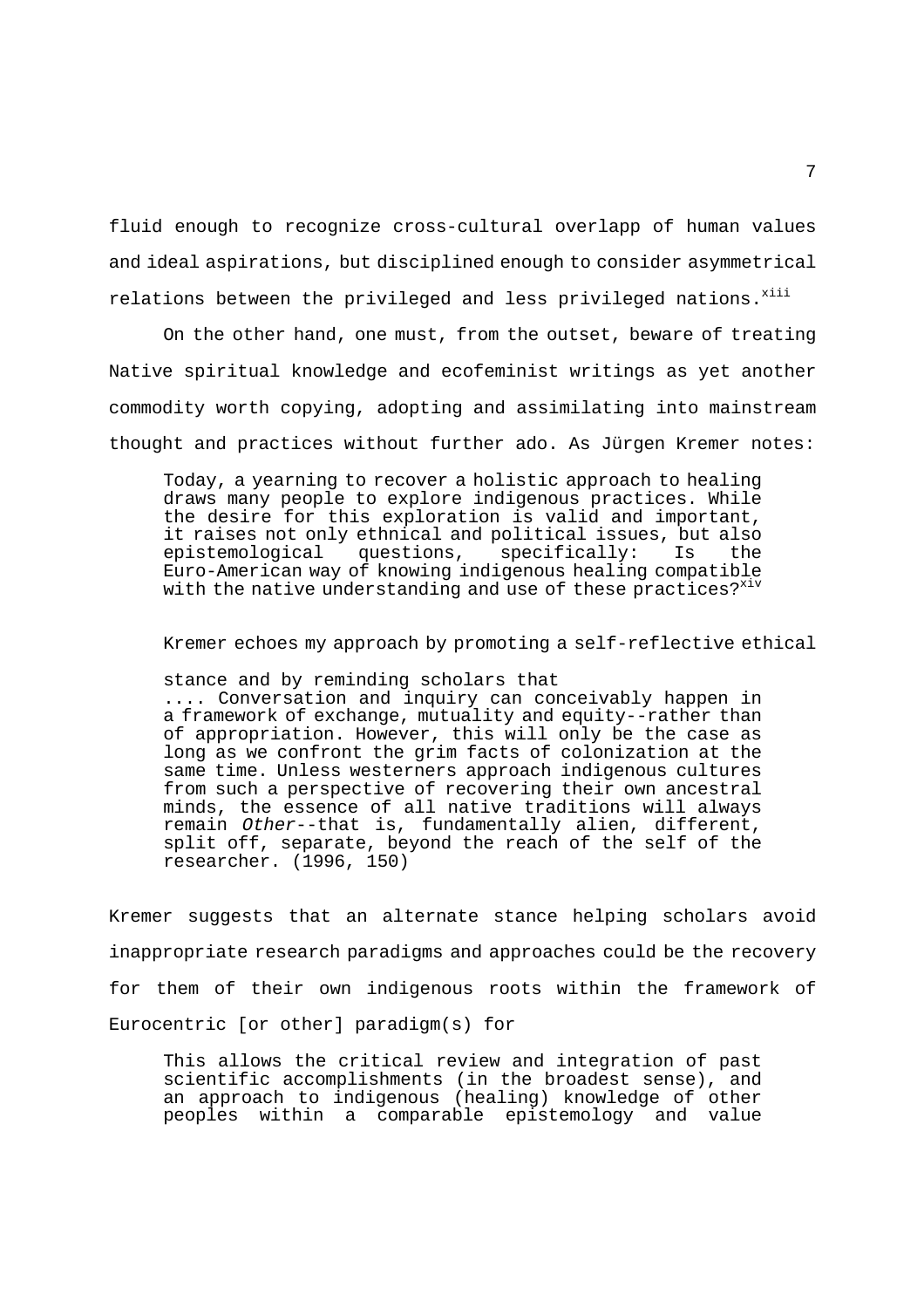fluid enough to recognize cross-cultural overlapp of human values and ideal aspirations, but disciplined enough to consider asymmetrical relations between the privileged and less privileged nations.[xiii]

On the other hand, one must, from the outset, beware of treating Native spiritual knowledge and ecofeminist writings as yet another commodity worth copying, adopting and assimilating into mainstream thought and practices without further ado. As Jürgen Kremer notes:

> Today, a yearning to recover a holistic approach to healing draws many people to explore indigenous practices. While the desire for this exploration is valid and important, it raises not only ethnical and political issues, but also epistemological questions, specifically: Is the Euro-American way of knowing indigenous healing compatible with the native understanding and use of these practices?[xiv]

Kremer echoes my approach by promoting a self-reflective ethical stance and by reminding scholars that

> .... Conversation and inquiry can conceivably happen in a framework of exchange, mutuality and equity--rather than of appropriation. However, this will only be the case as long as we confront the grim facts of colonization at the same time. Unless westerners approach indigenous cultures from such a perspective of recovering their own ancestral minds, the essence of all native traditions will always remain *Other*--that is, fundamentally alien, different, split off, separate, beyond the reach of the self of the researcher. (1996, 150)

Kremer suggests that an alternate stance helping scholars avoid inappropriate research paradigms and approaches could be the recovery for them of their own indigenous roots within the framework of Eurocentric [or other] paradigm(s) for

> This allows the critical review and integration of past scientific accomplishments (in the broadest sense), and an approach to indigenous (healing) knowledge of other peoples within a comparable epistemology and value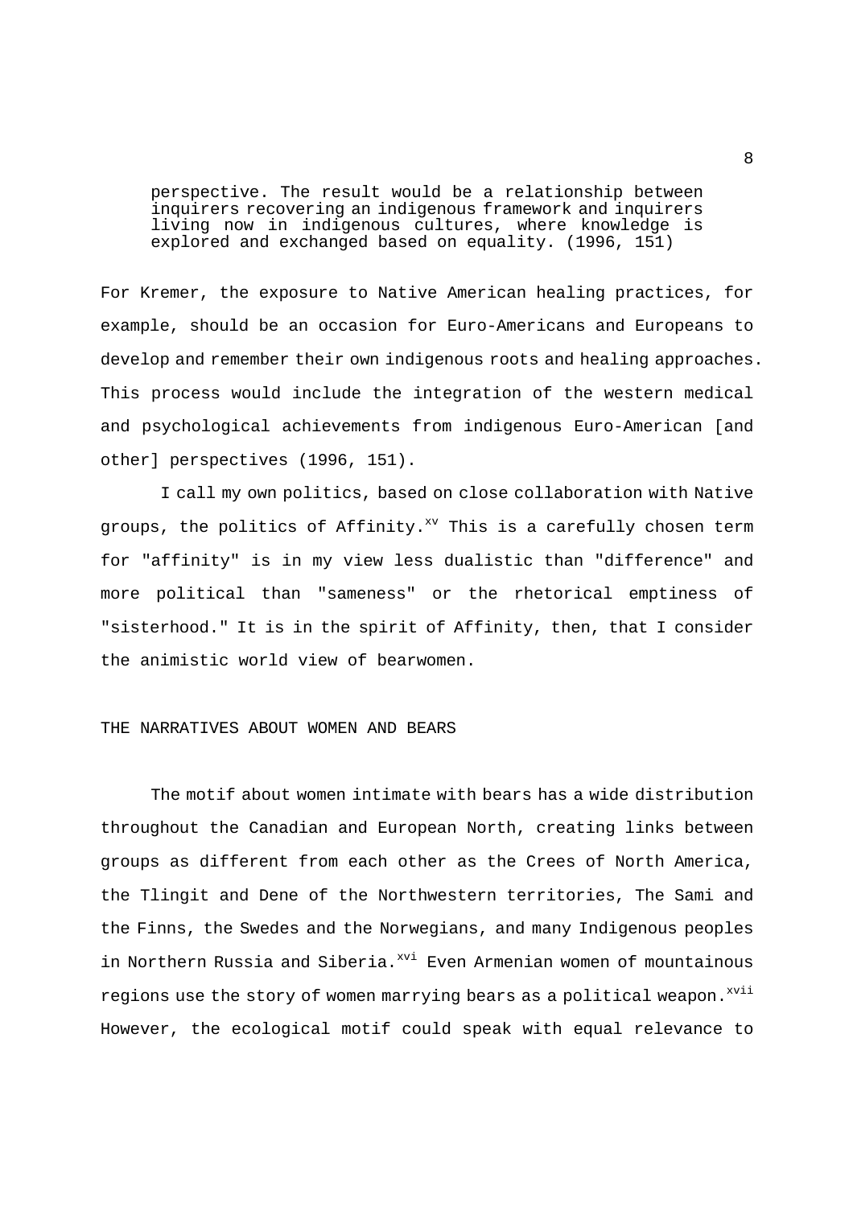> perspective. The result would be a relationship between inquirers recovering an indigenous framework and inquirers living now in indigenous cultures, where knowledge is explored and exchanged based on equality. (1996, 151)

For Kremer, the exposure to Native American healing practices, for example, should be an occasion for Euro-Americans and Europeans to develop and remember their own indigenous roots and healing approaches. This process would include the integration of the western medical and psychological achievements from indigenous Euro-American [and other] perspectives (1996, 151).

I call my own politics, based on close collaboration with Native groups, the politics of Affinity.[xv] This is a carefully chosen term for "affinity" is in my view less dualistic than "difference" and more political than "sameness" or the rhetorical emptiness of "sisterhood." It is in the spirit of Affinity, then, that I consider the animistic world view of bearwomen.

## THE NARRATIVES ABOUT WOMEN AND BEARS

The motif about women intimate with bears has a wide distribution throughout the Canadian and European North, creating links between groups as different from each other as the Crees of North America, the Tlingit and Dene of the Northwestern territories, The Sami and the Finns, the Swedes and the Norwegians, and many Indigenous peoples in Northern Russia and Siberia.[xvi] Even Armenian women of mountainous regions use the story of women marrying bears as a political weapon.[xvii] However, the ecological motif could speak with equal relevance to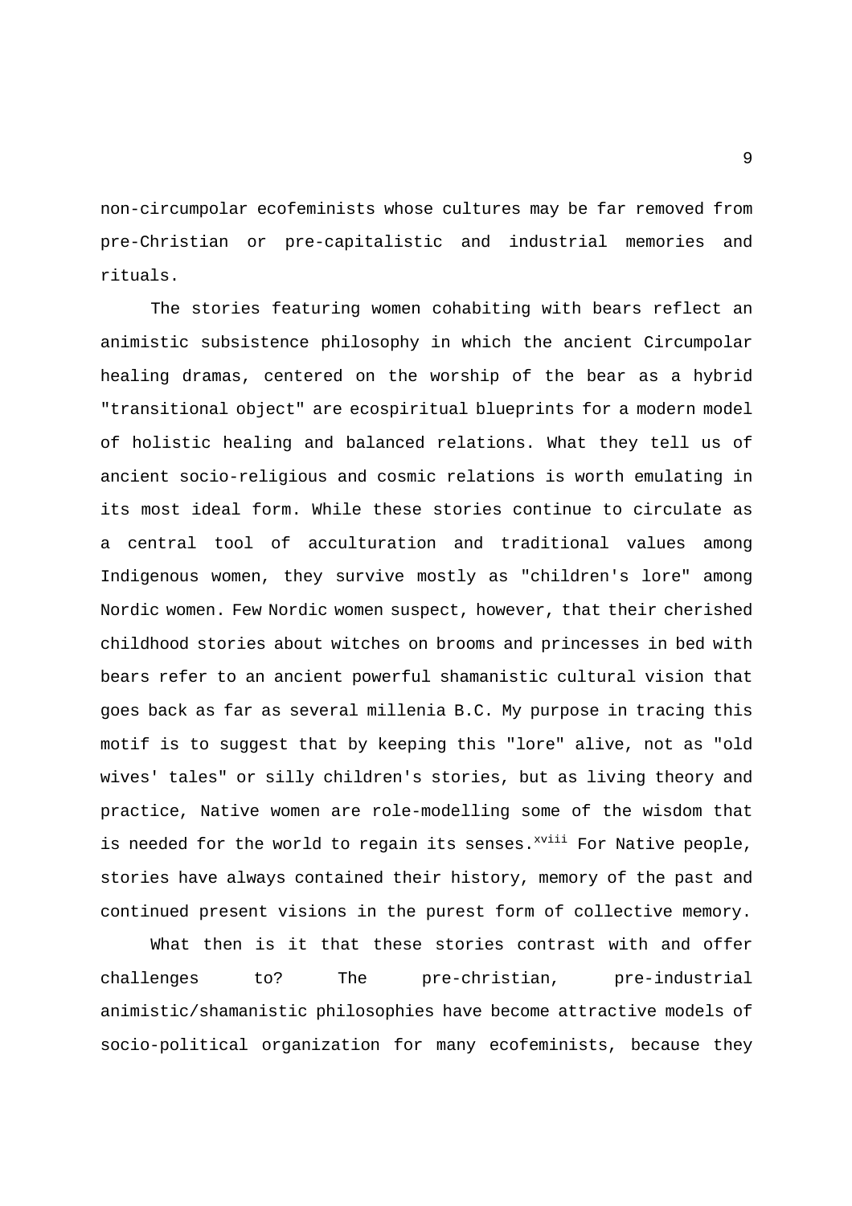non-circumpolar ecofeminists whose cultures may be far removed from pre-Christian or pre-capitalistic and industrial memories and rituals.

The stories featuring women cohabiting with bears reflect an animistic subsistence philosophy in which the ancient Circumpolar healing dramas, centered on the worship of the bear as a hybrid "transitional object" are ecospiritual blueprints for a modern model of holistic healing and balanced relations. What they tell us of ancient socio-religious and cosmic relations is worth emulating in its most ideal form. While these stories continue to circulate as a central tool of acculturation and traditional values among Indigenous women, they survive mostly as "children's lore" among Nordic women. Few Nordic women suspect, however, that their cherished childhood stories about witches on brooms and princesses in bed with bears refer to an ancient powerful shamanistic cultural vision that goes back as far as several millenia B.C. My purpose in tracing this motif is to suggest that by keeping this "lore" alive, not as "old wives' tales" or silly children's stories, but as living theory and practice, Native women are role-modelling some of the wisdom that is needed for the world to regain its senses.[xviii] For Native people, stories have always contained their history, memory of the past and continued present visions in the purest form of collective memory.

What then is it that these stories contrast with and offer challenges to? The pre-christian, pre-industrial animistic/shamanistic philosophies have become attractive models of socio-political organization for many ecofeminists, because they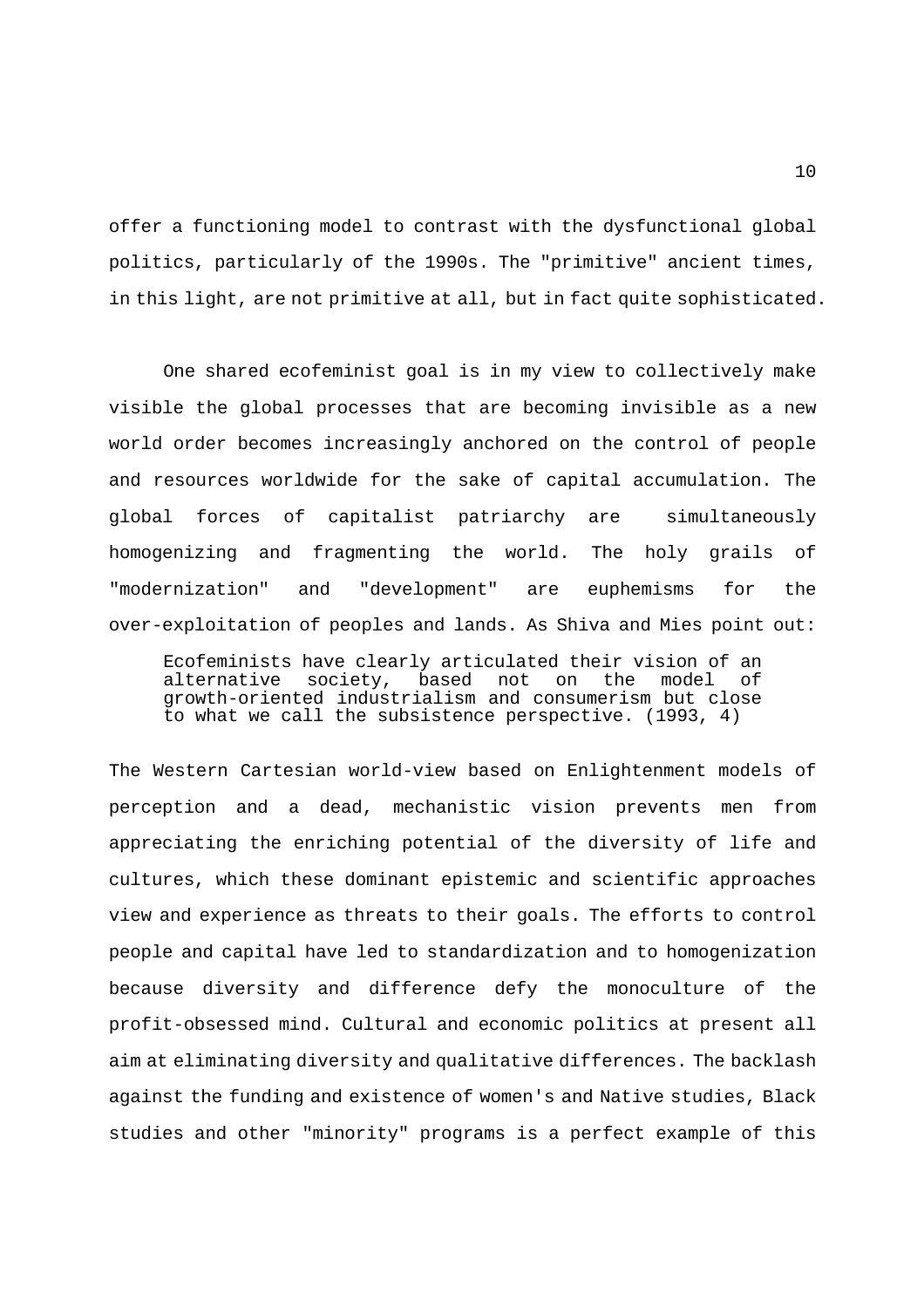offer a functioning model to contrast with the dysfunctional global politics, particularly of the 1990s. The "primitive" ancient times, in this light, are not primitive at all, but in fact quite sophisticated.

One shared ecofeminist goal is in my view to collectively make visible the global processes that are becoming invisible as a new world order becomes increasingly anchored on the control of people and resources worldwide for the sake of capital accumulation. The global forces of capitalist patriarchy are simultaneously homogenizing and fragmenting the world. The holy grails of "modernization" and "development" are euphemisms for the over-exploitation of peoples and lands. As Shiva and Mies point out:

> Ecofeminists have clearly articulated their vision of an alternative society, based not on the model of growth-oriented industrialism and consumerism but close to what we call the subsistence perspective. (1993, 4)

The Western Cartesian world-view based on Enlightenment models of perception and a dead, mechanistic vision prevents men from appreciating the enriching potential of the diversity of life and cultures, which these dominant epistemic and scientific approaches view and experience as threats to their goals. The efforts to control people and capital have led to standardization and to homogenization because diversity and difference defy the monoculture of the profit-obsessed mind. Cultural and economic politics at present all aim at eliminating diversity and qualitative differences. The backlash against the funding and existence of women's and Native studies, Black studies and other "minority" programs is a perfect example of this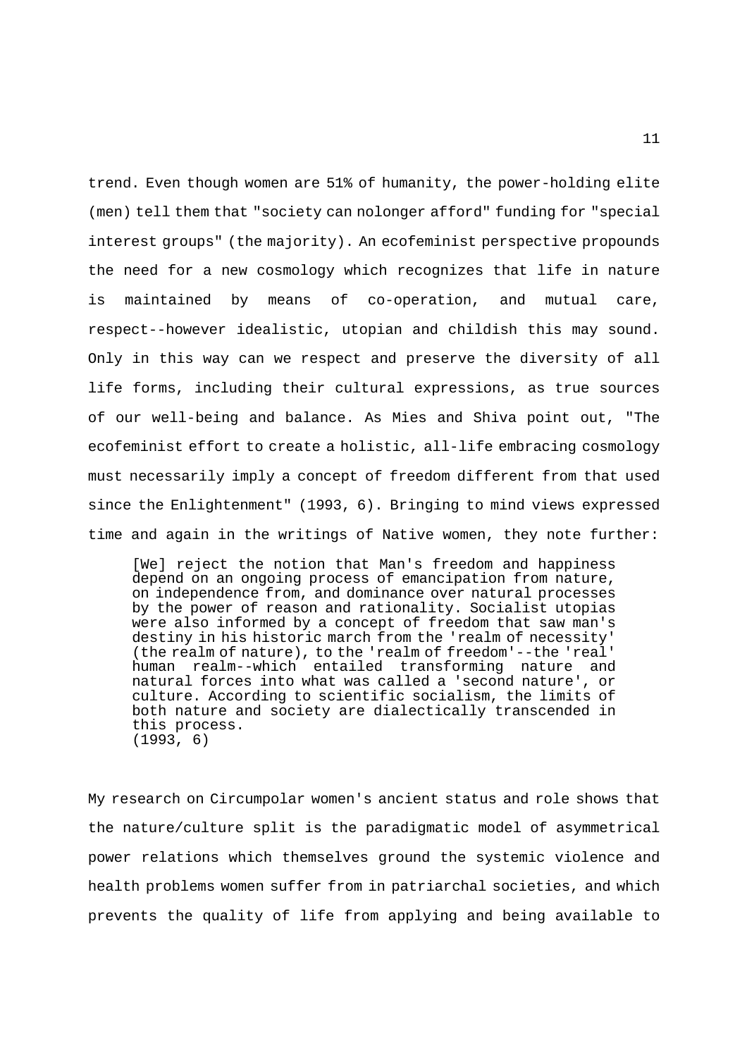trend. Even though women are 51% of humanity, the power-holding elite (men) tell them that "society can nolonger afford" funding for "special interest groups" (the majority). An ecofeminist perspective propounds the need for a new cosmology which recognizes that life in nature is maintained by means of co-operation, and mutual care, respect--however idealistic, utopian and childish this may sound. Only in this way can we respect and preserve the diversity of all life forms, including their cultural expressions, as true sources of our well-being and balance. As Mies and Shiva point out, "The ecofeminist effort to create a holistic, all-life embracing cosmology must necessarily imply a concept of freedom different from that used since the Enlightenment" (1993, 6). Bringing to mind views expressed time and again in the writings of Native women, they note further:

> [We] reject the notion that Man's freedom and happiness depend on an ongoing process of emancipation from nature, on independence from, and dominance over natural processes by the power of reason and rationality. Socialist utopias were also informed by a concept of freedom that saw man's destiny in his historic march from the 'realm of necessity' (the realm of nature), to the 'realm of freedom'--the 'real' human realm--which entailed transforming nature and natural forces into what was called a 'second nature', or culture. According to scientific socialism, the limits of both nature and society are dialectically transcended in this process.
> (1993, 6)

My research on Circumpolar women's ancient status and role shows that the nature/culture split is the paradigmatic model of asymmetrical power relations which themselves ground the systemic violence and health problems women suffer from in patriarchal societies, and which prevents the quality of life from applying and being available to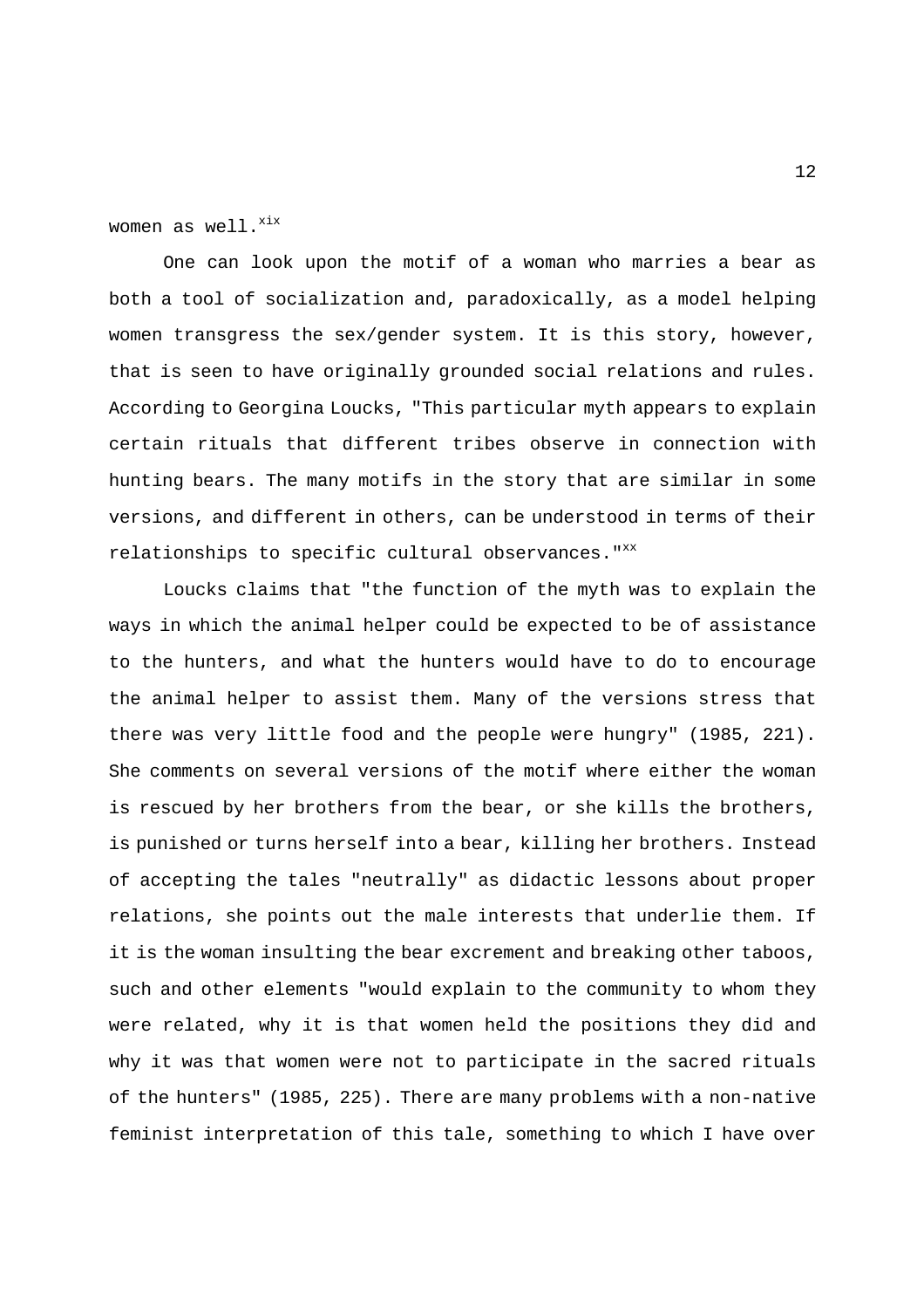women as well.[xix]

One can look upon the motif of a woman who marries a bear as both a tool of socialization and, paradoxically, as a model helping women transgress the sex/gender system. It is this story, however, that is seen to have originally grounded social relations and rules. According to Georgina Loucks, "This particular myth appears to explain certain rituals that different tribes observe in connection with hunting bears. The many motifs in the story that are similar in some versions, and different in others, can be understood in terms of their relationships to specific cultural observances."[xx]

Loucks claims that "the function of the myth was to explain the ways in which the animal helper could be expected to be of assistance to the hunters, and what the hunters would have to do to encourage the animal helper to assist them. Many of the versions stress that there was very little food and the people were hungry" (1985, 221). She comments on several versions of the motif where either the woman is rescued by her brothers from the bear, or she kills the brothers, is punished or turns herself into a bear, killing her brothers. Instead of accepting the tales "neutrally" as didactic lessons about proper relations, she points out the male interests that underlie them. If it is the woman insulting the bear excrement and breaking other taboos, such and other elements "would explain to the community to whom they were related, why it is that women held the positions they did and why it was that women were not to participate in the sacred rituals of the hunters" (1985, 225). There are many problems with a non-native feminist interpretation of this tale, something to which I have over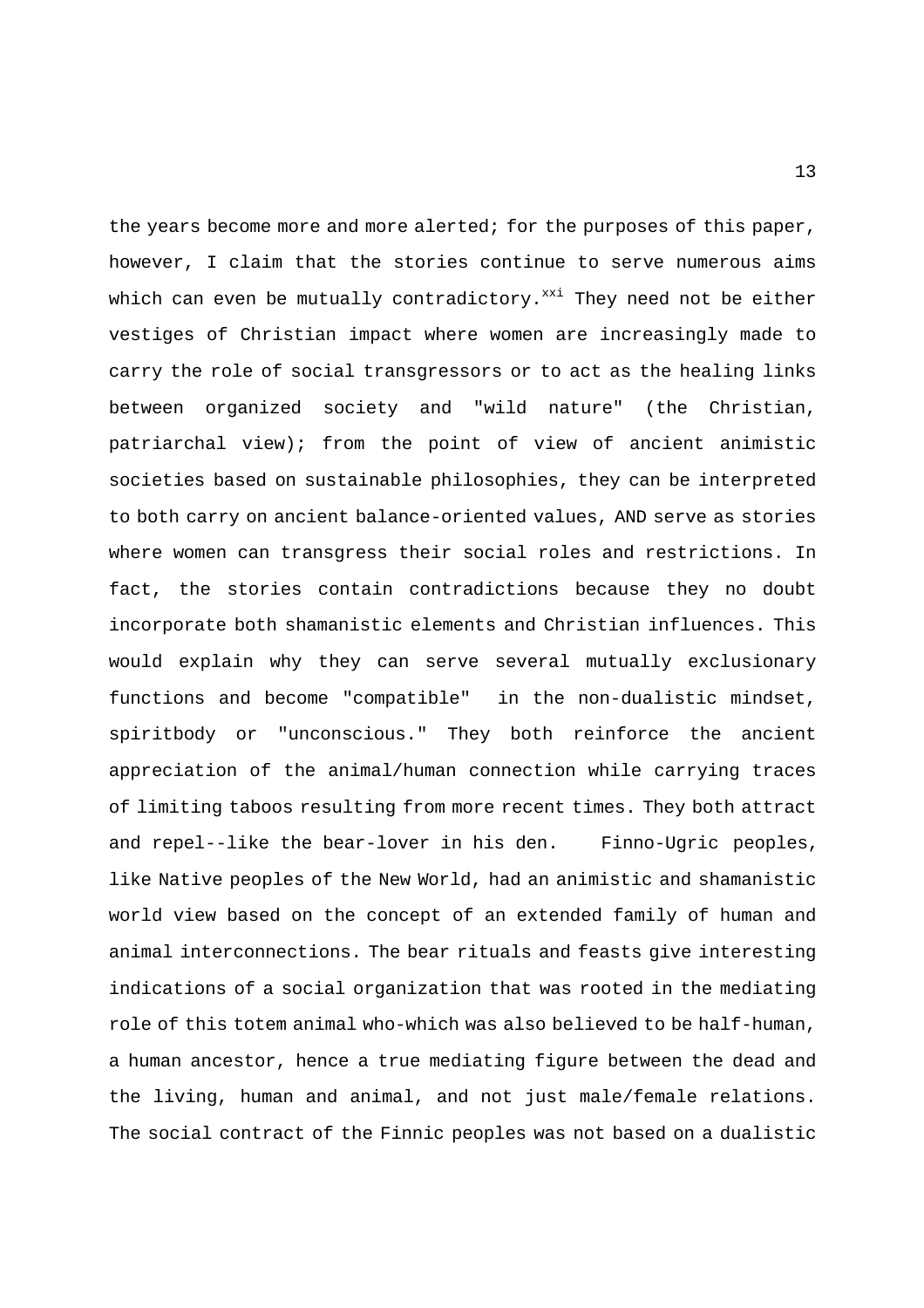the years become more and more alerted; for the purposes of this paper, however, I claim that the stories continue to serve numerous aims which can even be mutually contradictory.[xxi] They need not be either vestiges of Christian impact where women are increasingly made to carry the role of social transgressors or to act as the healing links between organized society and "wild nature" (the Christian, patriarchal view); from the point of view of ancient animistic societies based on sustainable philosophies, they can be interpreted to both carry on ancient balance-oriented values, AND serve as stories where women can transgress their social roles and restrictions. In fact, the stories contain contradictions because they no doubt incorporate both shamanistic elements and Christian influences. This would explain why they can serve several mutually exclusionary functions and become "compatible" in the non-dualistic mindset, spiritbody or "unconscious." They both reinforce the ancient appreciation of the animal/human connection while carrying traces of limiting taboos resulting from more recent times. They both attract and repel--like the bear-lover in his den. Finno-Ugric peoples, like Native peoples of the New World, had an animistic and shamanistic world view based on the concept of an extended family of human and animal interconnections. The bear rituals and feasts give interesting indications of a social organization that was rooted in the mediating role of this totem animal who-which was also believed to be half-human, a human ancestor, hence a true mediating figure between the dead and the living, human and animal, and not just male/female relations. The social contract of the Finnic peoples was not based on a dualistic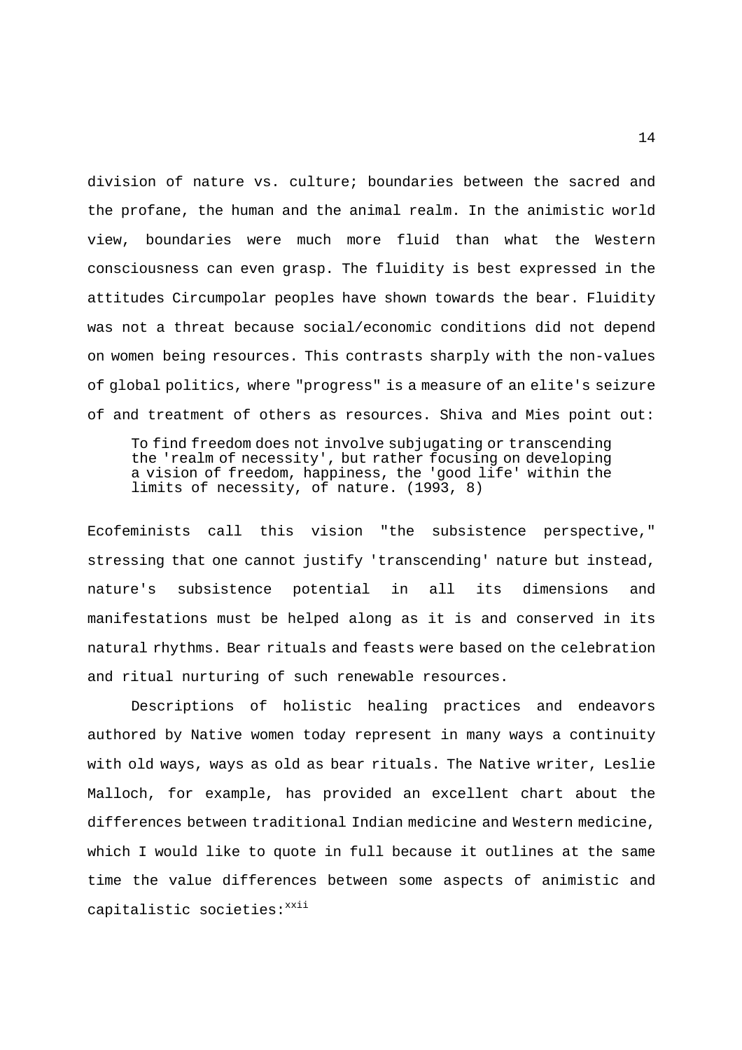division of nature vs. culture; boundaries between the sacred and the profane, the human and the animal realm. In the animistic world view, boundaries were much more fluid than what the Western consciousness can even grasp. The fluidity is best expressed in the attitudes Circumpolar peoples have shown towards the bear. Fluidity was not a threat because social/economic conditions did not depend on women being resources. This contrasts sharply with the non-values of global politics, where "progress" is a measure of an elite's seizure of and treatment of others as resources. Shiva and Mies point out:

> To find freedom does not involve subjugating or transcending the 'realm of necessity', but rather focusing on developing a vision of freedom, happiness, the 'good life' within the limits of necessity, of nature. (1993, 8)

Ecofeminists call this vision "the subsistence perspective," stressing that one cannot justify 'transcending' nature but instead, nature's subsistence potential in all its dimensions and manifestations must be helped along as it is and conserved in its natural rhythms. Bear rituals and feasts were based on the celebration and ritual nurturing of such renewable resources.

Descriptions of holistic healing practices and endeavors authored by Native women today represent in many ways a continuity with old ways, ways as old as bear rituals. The Native writer, Leslie Malloch, for example, has provided an excellent chart about the differences between traditional Indian medicine and Western medicine, which I would like to quote in full because it outlines at the same time the value differences between some aspects of animistic and capitalistic societies:[xxii]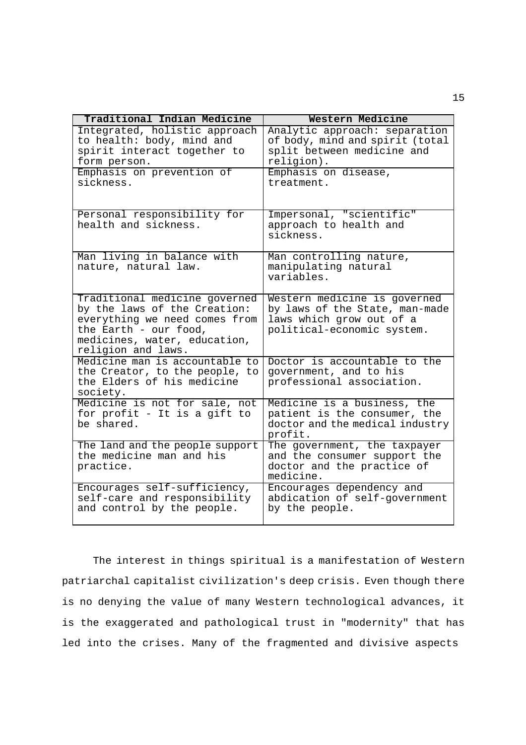| Traditional Indian Medicine | Western Medicine |
|---|---|
| Integrated, holistic approach to health: body, mind and spirit interact together to form person. | Analytic approach: separation of body, mind and spirit (total split between medicine and religion). |
| Emphasis on prevention of sickness. | Emphasis on disease, treatment. |
| Personal responsibility for health and sickness. | Impersonal, "scientific" approach to health and sickness. |
| Man living in balance with nature, natural law. | Man controlling nature, manipulating natural variables. |
| Traditional medicine governed by the laws of the Creation: everything we need comes from the Earth - our food, medicines, water, education, religion and laws. | Western medicine is governed by laws of the State, man-made laws which grow out of a political-economic system. |
| Medicine man is accountable to the Creator, to the people, to the Elders of his medicine society. | Doctor is accountable to the government, and to his professional association. |
| Medicine is not for sale, not for profit - It is a gift to be shared. | Medicine is a business, the patient is the consumer, the doctor and the medical industry profit. |
| The land and the people support the medicine man and his practice. | The government, the taxpayer and the consumer support the doctor and the practice of medicine. |
| Encourages self-sufficiency, self-care and responsibility and control by the people. | Encourages dependency and abdication of self-government by the people. |

The interest in things spiritual is a manifestation of Western patriarchal capitalist civilization's deep crisis. Even though there is no denying the value of many Western technological advances, it is the exaggerated and pathological trust in "modernity" that has led into the crises. Many of the fragmented and divisive aspects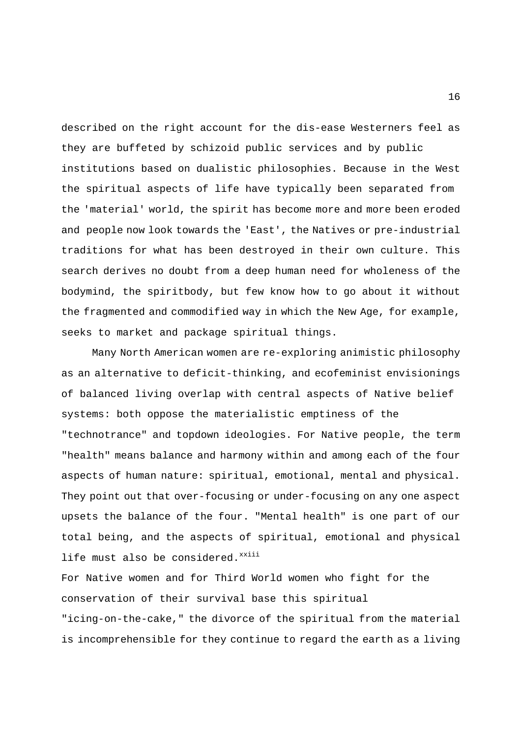described on the right account for the dis-ease Westerners feel as they are buffeted by schizoid public services and by public institutions based on dualistic philosophies. Because in the West the spiritual aspects of life have typically been separated from the 'material' world, the spirit has become more and more been eroded and people now look towards the 'East', the Natives or pre-industrial traditions for what has been destroyed in their own culture. This search derives no doubt from a deep human need for wholeness of the bodymind, the spiritbody, but few know how to go about it without the fragmented and commodified way in which the New Age, for example, seeks to market and package spiritual things.

Many North American women are re-exploring animistic philosophy as an alternative to deficit-thinking, and ecofeminist envisionings of balanced living overlap with central aspects of Native belief systems: both oppose the materialistic emptiness of the "technotrance" and topdown ideologies. For Native people, the term "health" means balance and harmony within and among each of the four aspects of human nature: spiritual, emotional, mental and physical. They point out that over-focusing or under-focusing on any one aspect upsets the balance of the four. "Mental health" is one part of our total being, and the aspects of spiritual, emotional and physical life must also be considered.[xxiii]

For Native women and for Third World women who fight for the conservation of their survival base this spiritual "icing-on-the-cake," the divorce of the spiritual from the material is incomprehensible for they continue to regard the earth as a living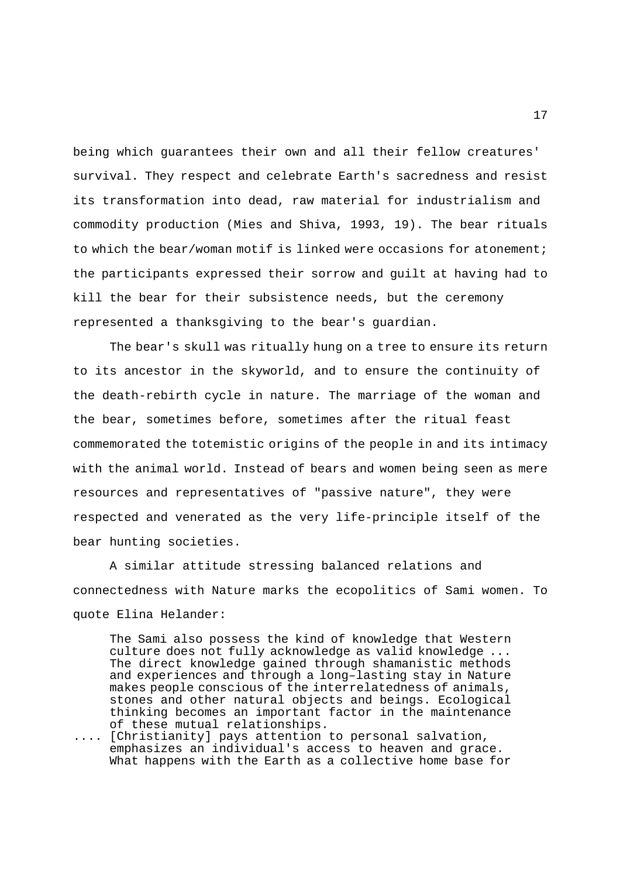being which guarantees their own and all their fellow creatures' survival. They respect and celebrate Earth's sacredness and resist its transformation into dead, raw material for industrialism and commodity production (Mies and Shiva, 1993, 19). The bear rituals to which the bear/woman motif is linked were occasions for atonement; the participants expressed their sorrow and guilt at having had to kill the bear for their subsistence needs, but the ceremony represented a thanksgiving to the bear's guardian.

The bear's skull was ritually hung on a tree to ensure its return to its ancestor in the skyworld, and to ensure the continuity of the death-rebirth cycle in nature. The marriage of the woman and the bear, sometimes before, sometimes after the ritual feast commemorated the totemistic origins of the people in and its intimacy with the animal world. Instead of bears and women being seen as mere resources and representatives of "passive nature", they were respected and venerated as the very life-principle itself of the bear hunting societies.

A similar attitude stressing balanced relations and connectedness with Nature marks the ecopolitics of Sami women. To quote Elina Helander:

> The Sami also possess the kind of knowledge that Western culture does not fully acknowledge as valid knowledge ... The direct knowledge gained through shamanistic methods and experiences and through a long–lasting stay in Nature makes people conscious of the interrelatedness of animals, stones and other natural objects and beings. Ecological thinking becomes an important factor in the maintenance of these mutual relationships.
>
> .... [Christianity] pays attention to personal salvation, emphasizes an individual's access to heaven and grace. What happens with the Earth as a collective home base for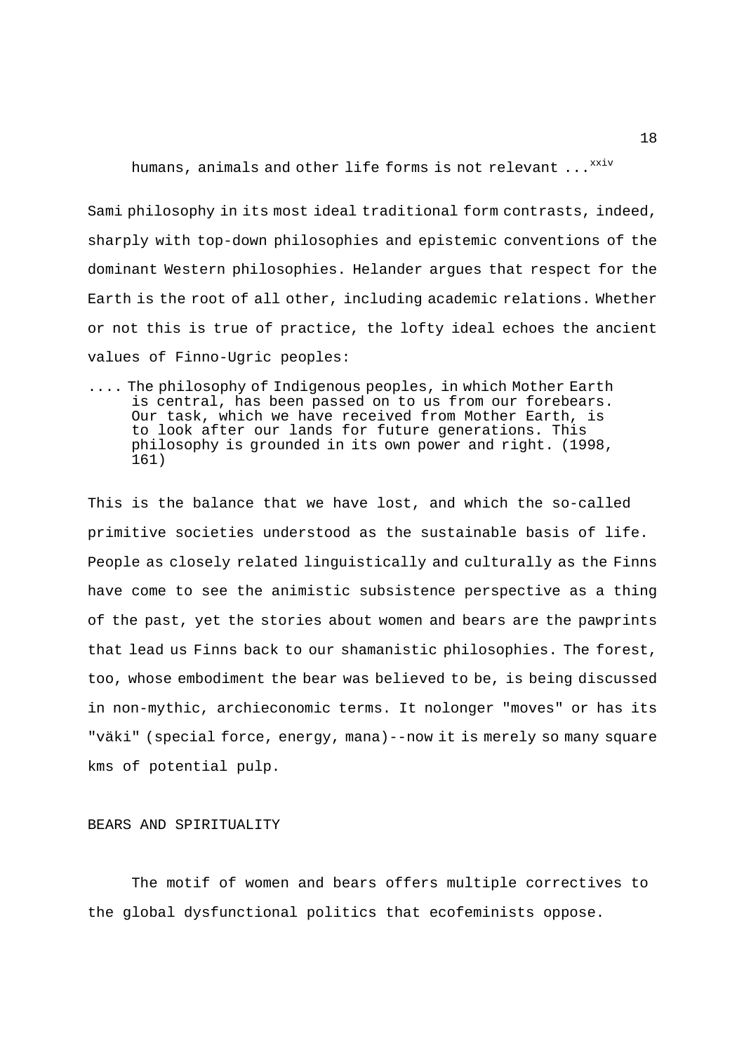> humans, animals and other life forms is not relevant ...[xxiv]

Sami philosophy in its most ideal traditional form contrasts, indeed, sharply with top-down philosophies and epistemic conventions of the dominant Western philosophies. Helander argues that respect for the Earth is the root of all other, including academic relations. Whether or not this is true of practice, the lofty ideal echoes the ancient values of Finno-Ugric peoples:

> .... The philosophy of Indigenous peoples, in which Mother Earth is central, has been passed on to us from our forebears. Our task, which we have received from Mother Earth, is to look after our lands for future generations. This philosophy is grounded in its own power and right. (1998, 161)

This is the balance that we have lost, and which the so-called primitive societies understood as the sustainable basis of life. People as closely related linguistically and culturally as the Finns have come to see the animistic subsistence perspective as a thing of the past, yet the stories about women and bears are the pawprints that lead us Finns back to our shamanistic philosophies. The forest, too, whose embodiment the bear was believed to be, is being discussed in non-mythic, archieconomic terms. It nolonger "moves" or has its "väki" (special force, energy, mana)--now it is merely so many square kms of potential pulp.

## BEARS AND SPIRITUALITY

The motif of women and bears offers multiple correctives to the global dysfunctional politics that ecofeminists oppose.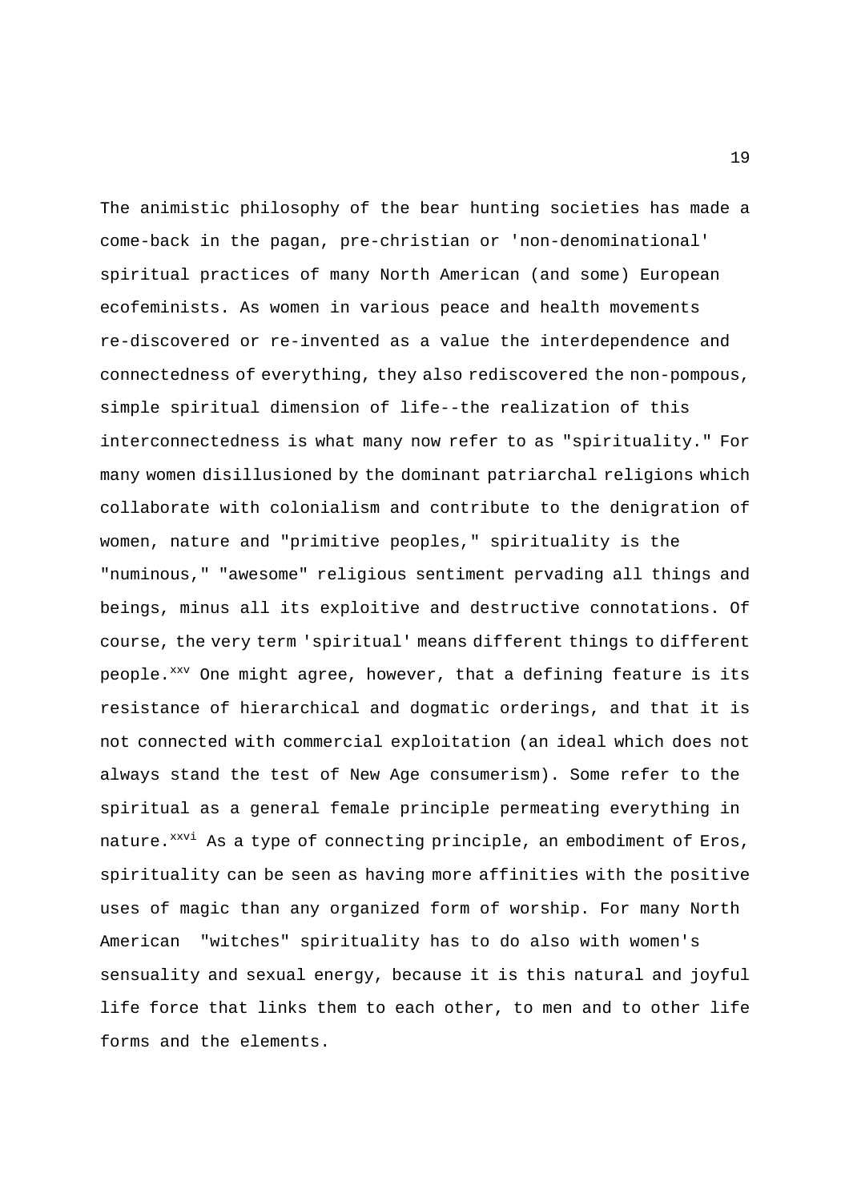The animistic philosophy of the bear hunting societies has made a come-back in the pagan, pre-christian or 'non-denominational' spiritual practices of many North American (and some) European ecofeminists. As women in various peace and health movements re-discovered or re-invented as a value the interdependence and connectedness of everything, they also rediscovered the non-pompous, simple spiritual dimension of life--the realization of this interconnectedness is what many now refer to as "spirituality." For many women disillusioned by the dominant patriarchal religions which collaborate with colonialism and contribute to the denigration of women, nature and "primitive peoples," spirituality is the "numinous," "awesome" religious sentiment pervading all things and beings, minus all its exploitive and destructive connotations. Of course, the very term 'spiritual' means different things to different people.[xxv] One might agree, however, that a defining feature is its resistance of hierarchical and dogmatic orderings, and that it is not connected with commercial exploitation (an ideal which does not always stand the test of New Age consumerism). Some refer to the spiritual as a general female principle permeating everything in nature.[xxvi] As a type of connecting principle, an embodiment of Eros, spirituality can be seen as having more affinities with the positive uses of magic than any organized form of worship. For many North American "witches" spirituality has to do also with women's sensuality and sexual energy, because it is this natural and joyful life force that links them to each other, to men and to other life forms and the elements.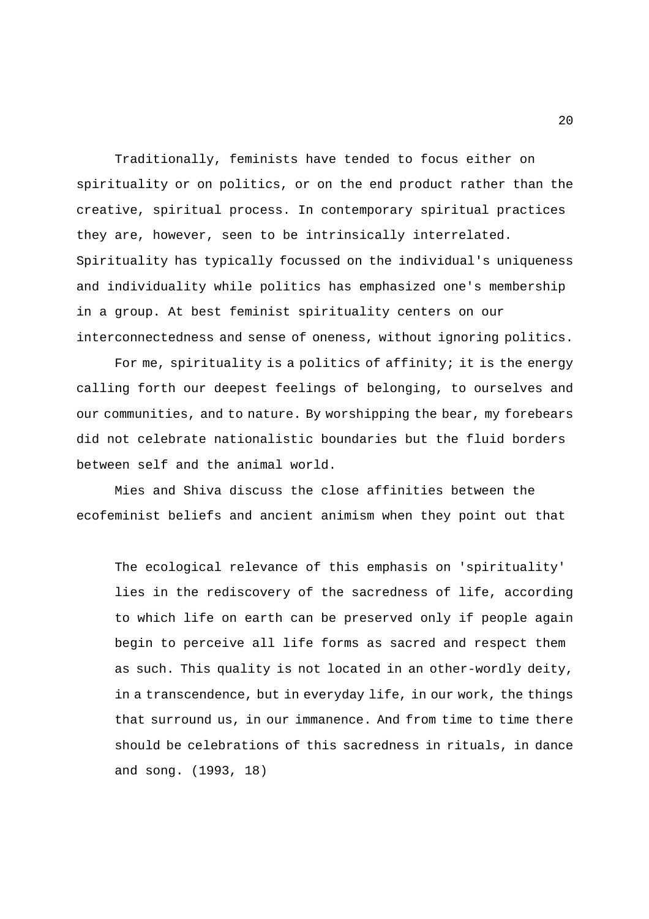Traditionally, feminists have tended to focus either on spirituality or on politics, or on the end product rather than the creative, spiritual process. In contemporary spiritual practices they are, however, seen to be intrinsically interrelated. Spirituality has typically focussed on the individual's uniqueness and individuality while politics has emphasized one's membership in a group. At best feminist spirituality centers on our interconnectedness and sense of oneness, without ignoring politics.

For me, spirituality is a politics of affinity; it is the energy calling forth our deepest feelings of belonging, to ourselves and our communities, and to nature. By worshipping the bear, my forebears did not celebrate nationalistic boundaries but the fluid borders between self and the animal world.

Mies and Shiva discuss the close affinities between the ecofeminist beliefs and ancient animism when they point out that

> The ecological relevance of this emphasis on 'spirituality' lies in the rediscovery of the sacredness of life, according to which life on earth can be preserved only if people again begin to perceive all life forms as sacred and respect them as such. This quality is not located in an other-wordly deity, in a transcendence, but in everyday life, in our work, the things that surround us, in our immanence. And from time to time there should be celebrations of this sacredness in rituals, in dance and song. (1993, 18)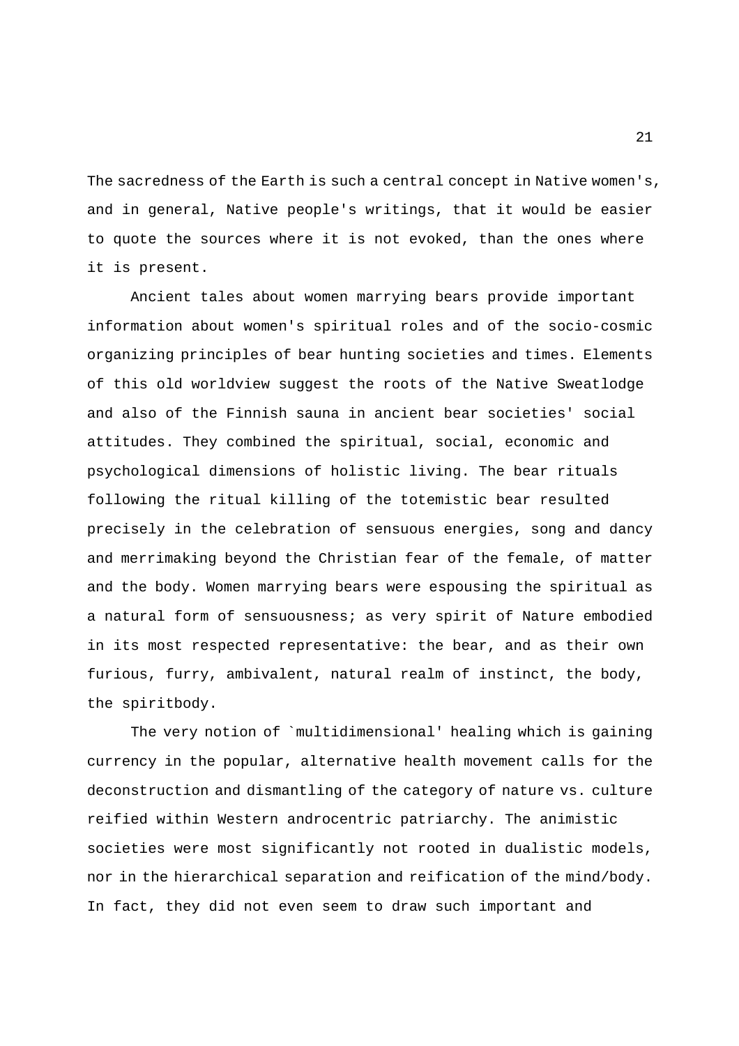The sacredness of the Earth is such a central concept in Native women's, and in general, Native people's writings, that it would be easier to quote the sources where it is not evoked, than the ones where it is present.

Ancient tales about women marrying bears provide important information about women's spiritual roles and of the socio-cosmic organizing principles of bear hunting societies and times. Elements of this old worldview suggest the roots of the Native Sweatlodge and also of the Finnish sauna in ancient bear societies' social attitudes. They combined the spiritual, social, economic and psychological dimensions of holistic living. The bear rituals following the ritual killing of the totemistic bear resulted precisely in the celebration of sensuous energies, song and dancy and merrimaking beyond the Christian fear of the female, of matter and the body. Women marrying bears were espousing the spiritual as a natural form of sensuousness; as very spirit of Nature embodied in its most respected representative: the bear, and as their own furious, furry, ambivalent, natural realm of instinct, the body, the spiritbody.

The very notion of `multidimensional' healing which is gaining currency in the popular, alternative health movement calls for the deconstruction and dismantling of the category of nature vs. culture reified within Western androcentric patriarchy. The animistic societies were most significantly not rooted in dualistic models, nor in the hierarchical separation and reification of the mind/body. In fact, they did not even seem to draw such important and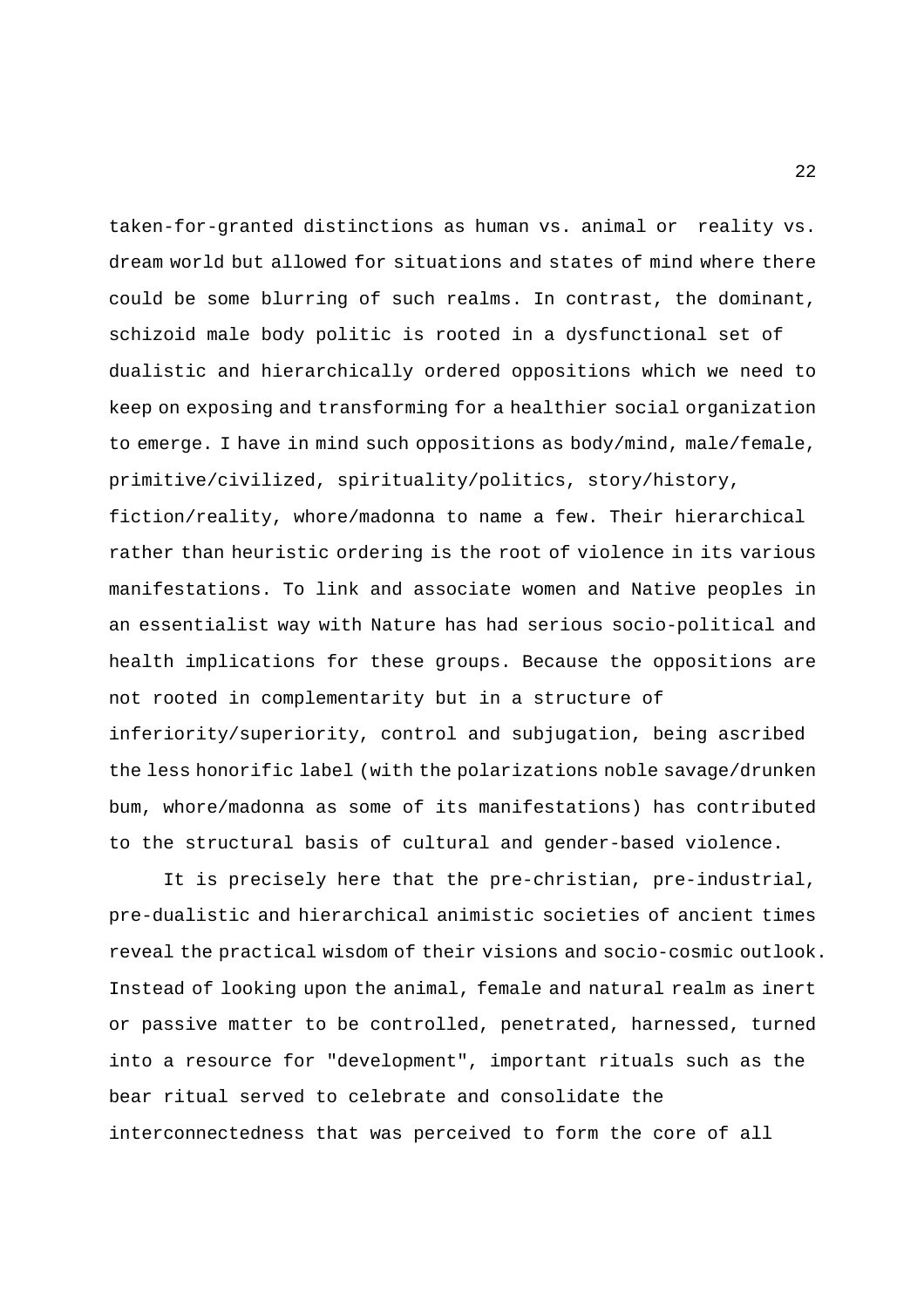taken-for-granted distinctions as human vs. animal or reality vs. dream world but allowed for situations and states of mind where there could be some blurring of such realms. In contrast, the dominant, schizoid male body politic is rooted in a dysfunctional set of dualistic and hierarchically ordered oppositions which we need to keep on exposing and transforming for a healthier social organization to emerge. I have in mind such oppositions as body/mind, male/female, primitive/civilized, spirituality/politics, story/history, fiction/reality, whore/madonna to name a few. Their hierarchical rather than heuristic ordering is the root of violence in its various manifestations. To link and associate women and Native peoples in an essentialist way with Nature has had serious socio-political and health implications for these groups. Because the oppositions are not rooted in complementarity but in a structure of inferiority/superiority, control and subjugation, being ascribed the less honorific label (with the polarizations noble savage/drunken bum, whore/madonna as some of its manifestations) has contributed to the structural basis of cultural and gender-based violence.

It is precisely here that the pre-christian, pre-industrial, pre-dualistic and hierarchical animistic societies of ancient times reveal the practical wisdom of their visions and socio-cosmic outlook. Instead of looking upon the animal, female and natural realm as inert or passive matter to be controlled, penetrated, harnessed, turned into a resource for "development", important rituals such as the bear ritual served to celebrate and consolidate the interconnectedness that was perceived to form the core of all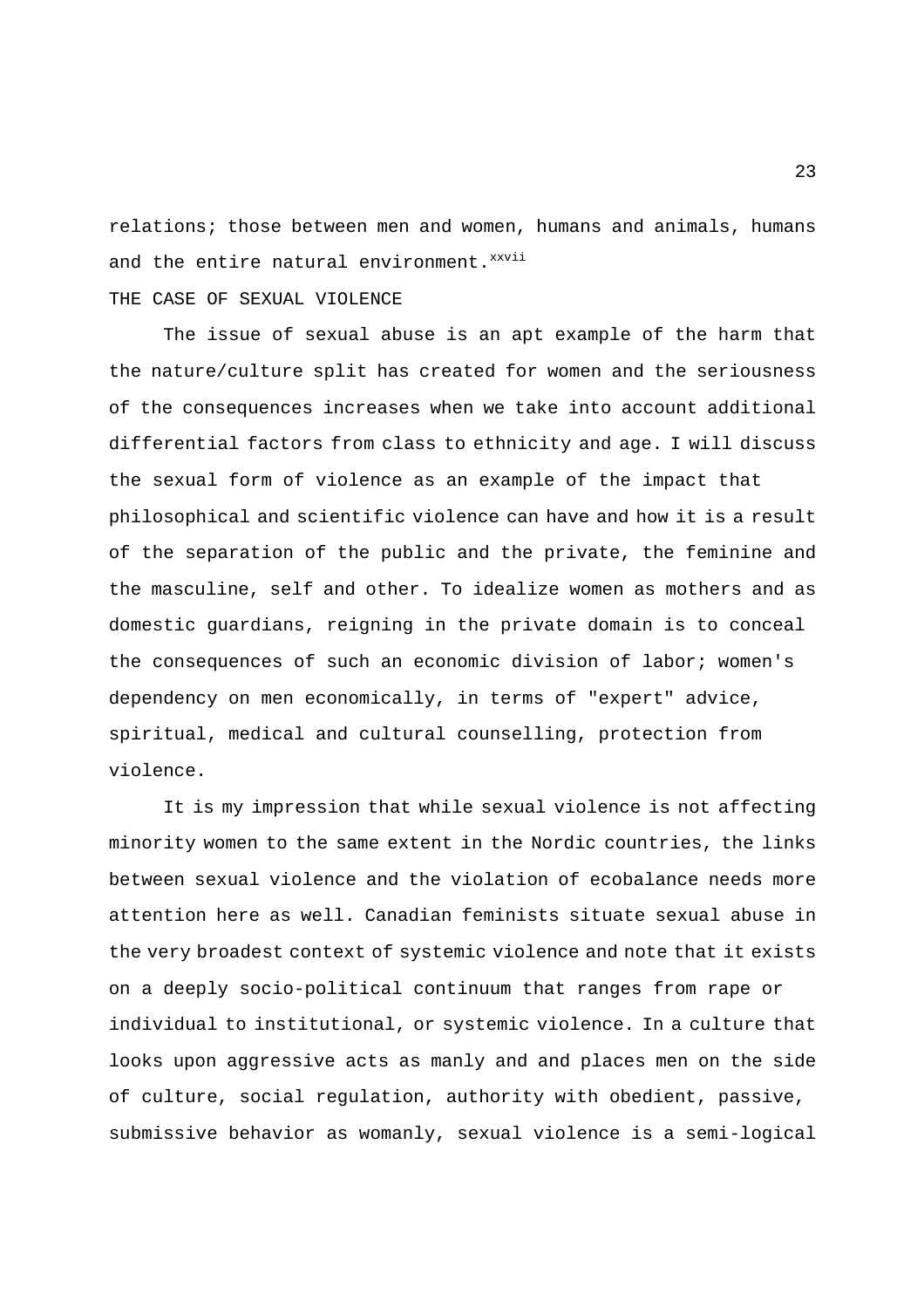relations; those between men and women, humans and animals, humans and the entire natural environment.[xxvii]

## THE CASE OF SEXUAL VIOLENCE

The issue of sexual abuse is an apt example of the harm that the nature/culture split has created for women and the seriousness of the consequences increases when we take into account additional differential factors from class to ethnicity and age. I will discuss the sexual form of violence as an example of the impact that philosophical and scientific violence can have and how it is a result of the separation of the public and the private, the feminine and the masculine, self and other. To idealize women as mothers and as domestic guardians, reigning in the private domain is to conceal the consequences of such an economic division of labor; women's dependency on men economically, in terms of "expert" advice, spiritual, medical and cultural counselling, protection from violence.

It is my impression that while sexual violence is not affecting minority women to the same extent in the Nordic countries, the links between sexual violence and the violation of ecobalance needs more attention here as well. Canadian feminists situate sexual abuse in the very broadest context of systemic violence and note that it exists on a deeply socio-political continuum that ranges from rape or individual to institutional, or systemic violence. In a culture that looks upon aggressive acts as manly and and places men on the side of culture, social regulation, authority with obedient, passive, submissive behavior as womanly, sexual violence is a semi-logical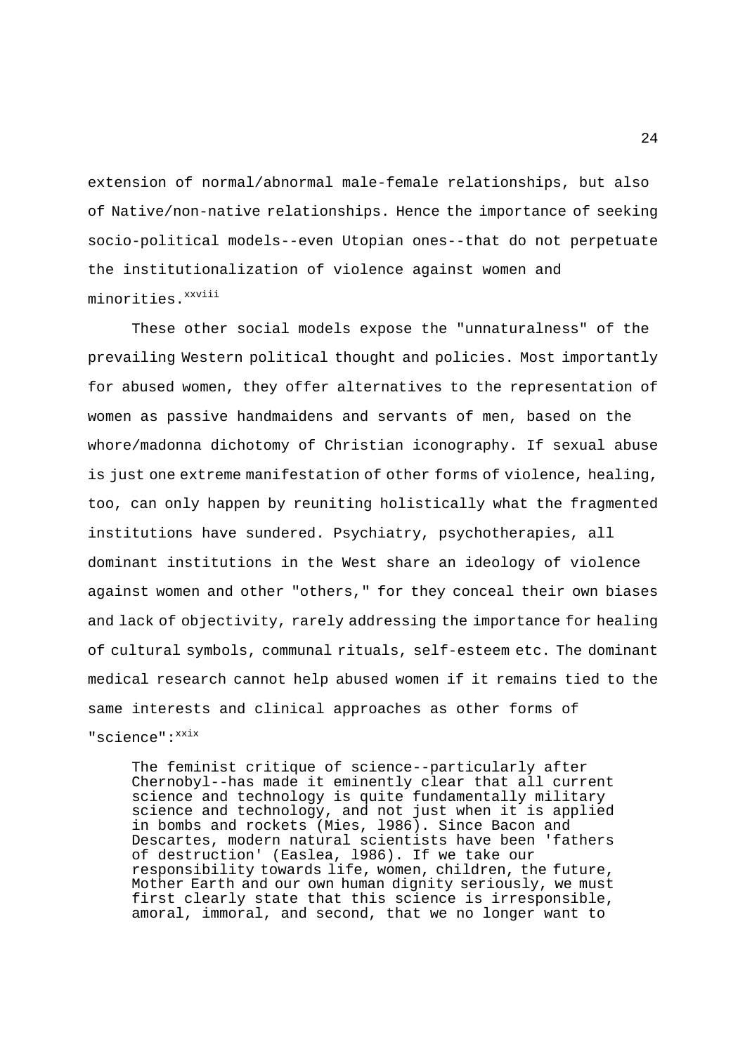extension of normal/abnormal male-female relationships, but also of Native/non-native relationships. Hence the importance of seeking socio-political models--even Utopian ones--that do not perpetuate the institutionalization of violence against women and minorities.[xxviii]

These other social models expose the "unnaturalness" of the prevailing Western political thought and policies. Most importantly for abused women, they offer alternatives to the representation of women as passive handmaidens and servants of men, based on the whore/madonna dichotomy of Christian iconography. If sexual abuse is just one extreme manifestation of other forms of violence, healing, too, can only happen by reuniting holistically what the fragmented institutions have sundered. Psychiatry, psychotherapies, all dominant institutions in the West share an ideology of violence against women and other "others," for they conceal their own biases and lack of objectivity, rarely addressing the importance for healing of cultural symbols, communal rituals, self-esteem etc. The dominant medical research cannot help abused women if it remains tied to the same interests and clinical approaches as other forms of "science":[xxix]

> The feminist critique of science--particularly after Chernobyl--has made it eminently clear that all current science and technology is quite fundamentally military science and technology, and not just when it is applied in bombs and rockets (Mies, 1986). Since Bacon and Descartes, modern natural scientists have been 'fathers of destruction' (Easlea, 1986). If we take our responsibility towards life, women, children, the future, Mother Earth and our own human dignity seriously, we must first clearly state that this science is irresponsible, amoral, immoral, and second, that we no longer want to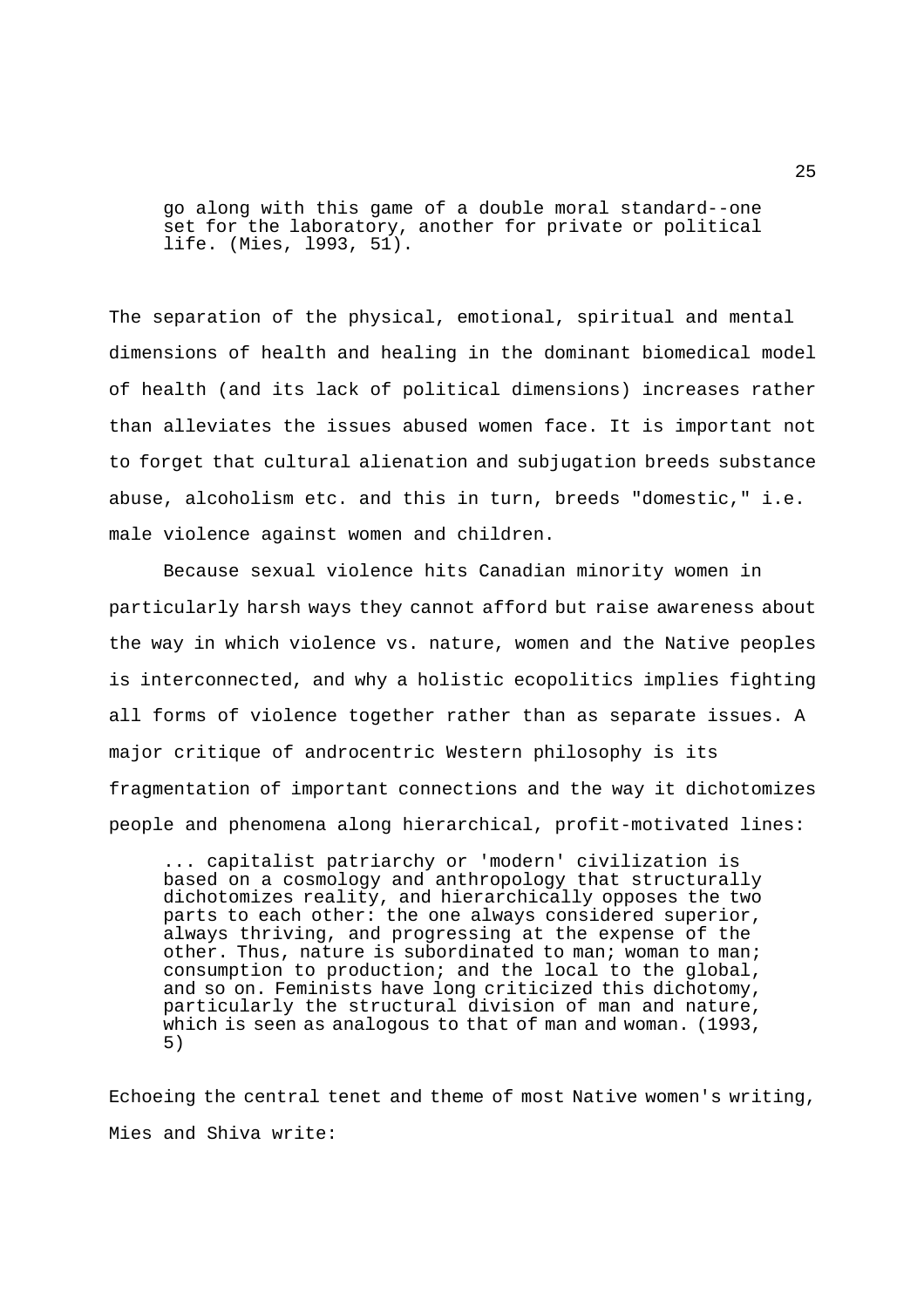> go along with this game of a double moral standard--one set for the laboratory, another for private or political life. (Mies, l993, 51).

The separation of the physical, emotional, spiritual and mental dimensions of health and healing in the dominant biomedical model of health (and its lack of political dimensions) increases rather than alleviates the issues abused women face. It is important not to forget that cultural alienation and subjugation breeds substance abuse, alcoholism etc. and this in turn, breeds "domestic," i.e. male violence against women and children.

Because sexual violence hits Canadian minority women in particularly harsh ways they cannot afford but raise awareness about the way in which violence vs. nature, women and the Native peoples is interconnected, and why a holistic ecopolitics implies fighting all forms of violence together rather than as separate issues. A major critique of androcentric Western philosophy is its fragmentation of important connections and the way it dichotomizes people and phenomena along hierarchical, profit-motivated lines:

> ... capitalist patriarchy or 'modern' civilization is based on a cosmology and anthropology that structurally dichotomizes reality, and hierarchically opposes the two parts to each other: the one always considered superior, always thriving, and progressing at the expense of the other. Thus, nature is subordinated to man; woman to man; consumption to production; and the local to the global, and so on. Feminists have long criticized this dichotomy, particularly the structural division of man and nature, which is seen as analogous to that of man and woman. (1993, 5)

Echoeing the central tenet and theme of most Native women's writing, Mies and Shiva write: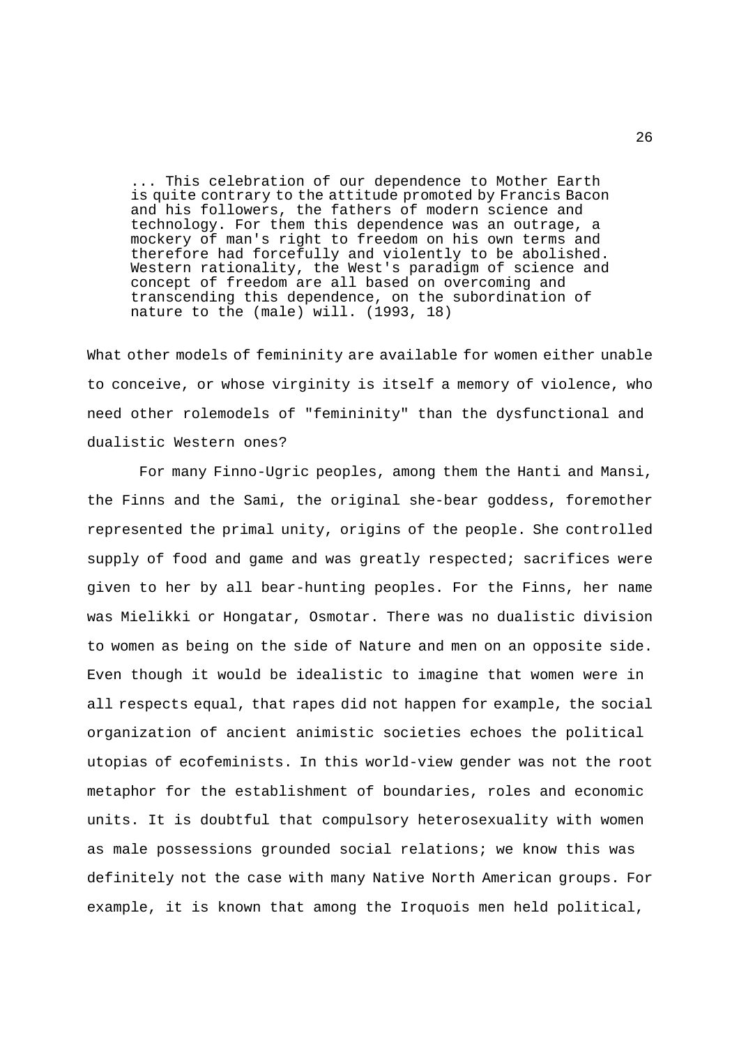> ... This celebration of our dependence to Mother Earth is quite contrary to the attitude promoted by Francis Bacon and his followers, the fathers of modern science and technology. For them this dependence was an outrage, a mockery of man's right to freedom on his own terms and therefore had forcefully and violently to be abolished. Western rationality, the West's paradigm of science and concept of freedom are all based on overcoming and transcending this dependence, on the subordination of nature to the (male) will. (1993, 18)

What other models of femininity are available for women either unable to conceive, or whose virginity is itself a memory of violence, who need other rolemodels of "femininity" than the dysfunctional and dualistic Western ones?

For many Finno-Ugric peoples, among them the Hanti and Mansi, the Finns and the Sami, the original she-bear goddess, foremother represented the primal unity, origins of the people. She controlled supply of food and game and was greatly respected; sacrifices were given to her by all bear-hunting peoples. For the Finns, her name was Mielikki or Hongatar, Osmotar. There was no dualistic division to women as being on the side of Nature and men on an opposite side. Even though it would be idealistic to imagine that women were in all respects equal, that rapes did not happen for example, the social organization of ancient animistic societies echoes the political utopias of ecofeminists. In this world-view gender was not the root metaphor for the establishment of boundaries, roles and economic units. It is doubtful that compulsory heterosexuality with women as male possessions grounded social relations; we know this was definitely not the case with many Native North American groups. For example, it is known that among the Iroquois men held political,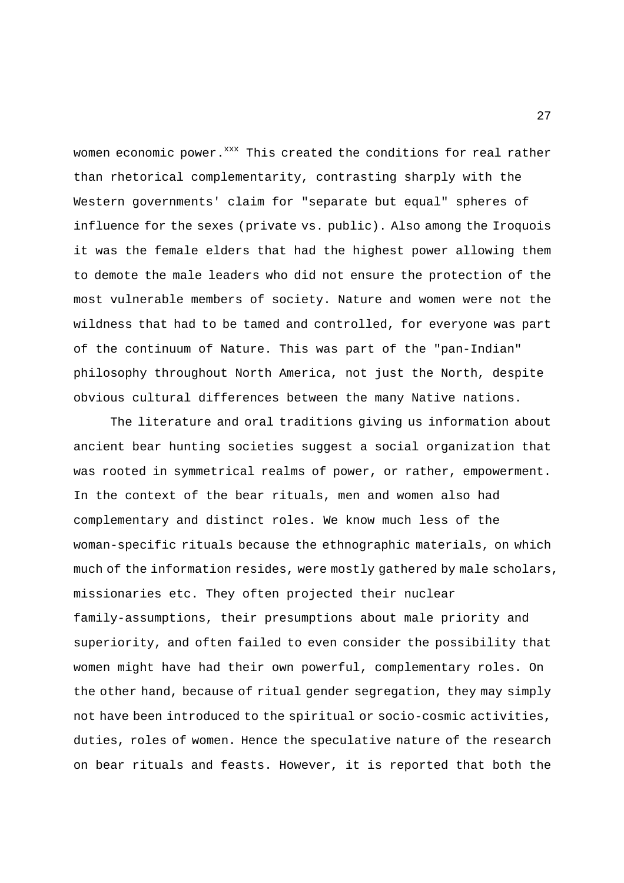women economic power.[xxx] This created the conditions for real rather than rhetorical complementarity, contrasting sharply with the Western governments' claim for "separate but equal" spheres of influence for the sexes (private vs. public). Also among the Iroquois it was the female elders that had the highest power allowing them to demote the male leaders who did not ensure the protection of the most vulnerable members of society. Nature and women were not the wildness that had to be tamed and controlled, for everyone was part of the continuum of Nature. This was part of the "pan-Indian" philosophy throughout North America, not just the North, despite obvious cultural differences between the many Native nations.

The literature and oral traditions giving us information about ancient bear hunting societies suggest a social organization that was rooted in symmetrical realms of power, or rather, empowerment. In the context of the bear rituals, men and women also had complementary and distinct roles. We know much less of the woman-specific rituals because the ethnographic materials, on which much of the information resides, were mostly gathered by male scholars, missionaries etc. They often projected their nuclear family-assumptions, their presumptions about male priority and superiority, and often failed to even consider the possibility that women might have had their own powerful, complementary roles. On the other hand, because of ritual gender segregation, they may simply not have been introduced to the spiritual or socio-cosmic activities, duties, roles of women. Hence the speculative nature of the research on bear rituals and feasts. However, it is reported that both the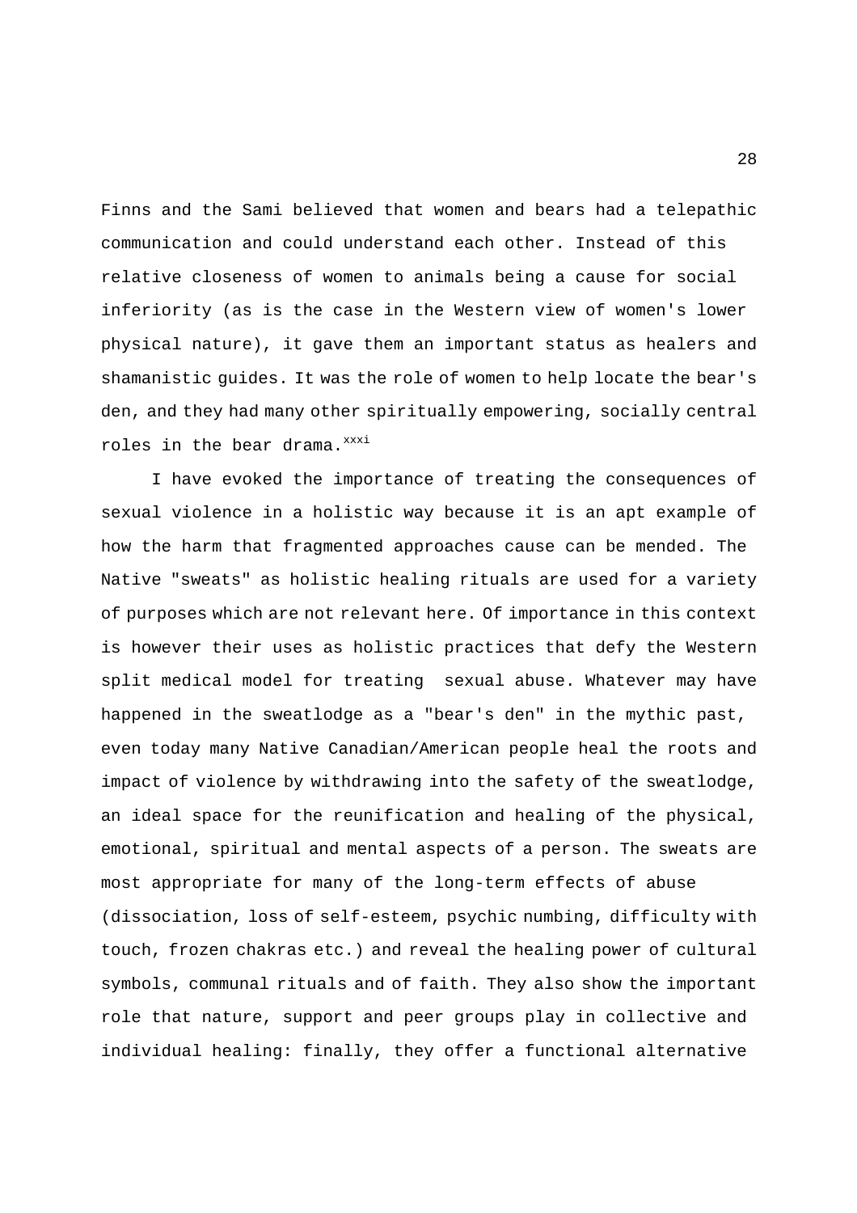Finns and the Sami believed that women and bears had a telepathic communication and could understand each other. Instead of this relative closeness of women to animals being a cause for social inferiority (as is the case in the Western view of women's lower physical nature), it gave them an important status as healers and shamanistic guides. It was the role of women to help locate the bear's den, and they had many other spiritually empowering, socially central roles in the bear drama.[xxxi]

I have evoked the importance of treating the consequences of sexual violence in a holistic way because it is an apt example of how the harm that fragmented approaches cause can be mended. The Native "sweats" as holistic healing rituals are used for a variety of purposes which are not relevant here. Of importance in this context is however their uses as holistic practices that defy the Western split medical model for treating sexual abuse. Whatever may have happened in the sweatlodge as a "bear's den" in the mythic past, even today many Native Canadian/American people heal the roots and impact of violence by withdrawing into the safety of the sweatlodge, an ideal space for the reunification and healing of the physical, emotional, spiritual and mental aspects of a person. The sweats are most appropriate for many of the long-term effects of abuse (dissociation, loss of self-esteem, psychic numbing, difficulty with touch, frozen chakras etc.) and reveal the healing power of cultural symbols, communal rituals and of faith. They also show the important role that nature, support and peer groups play in collective and individual healing: finally, they offer a functional alternative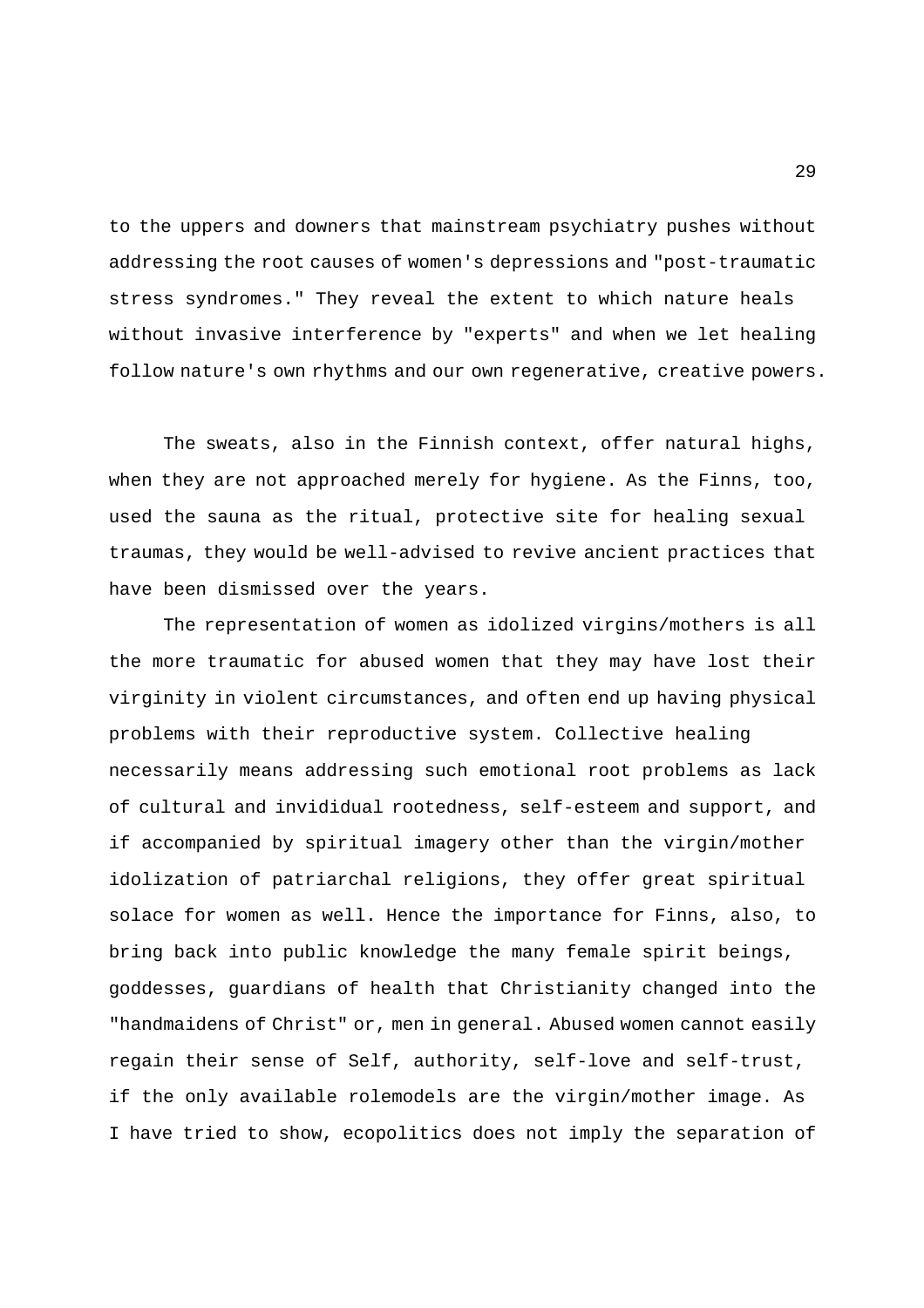to the uppers and downers that mainstream psychiatry pushes without addressing the root causes of women's depressions and "post-traumatic stress syndromes." They reveal the extent to which nature heals without invasive interference by "experts" and when we let healing follow nature's own rhythms and our own regenerative, creative powers.

The sweats, also in the Finnish context, offer natural highs, when they are not approached merely for hygiene. As the Finns, too, used the sauna as the ritual, protective site for healing sexual traumas, they would be well-advised to revive ancient practices that have been dismissed over the years.

The representation of women as idolized virgins/mothers is all the more traumatic for abused women that they may have lost their virginity in violent circumstances, and often end up having physical problems with their reproductive system. Collective healing necessarily means addressing such emotional root problems as lack of cultural and invididual rootedness, self-esteem and support, and if accompanied by spiritual imagery other than the virgin/mother idolization of patriarchal religions, they offer great spiritual solace for women as well. Hence the importance for Finns, also, to bring back into public knowledge the many female spirit beings, goddesses, guardians of health that Christianity changed into the "handmaidens of Christ" or, men in general. Abused women cannot easily regain their sense of Self, authority, self-love and self-trust, if the only available rolemodels are the virgin/mother image. As I have tried to show, ecopolitics does not imply the separation of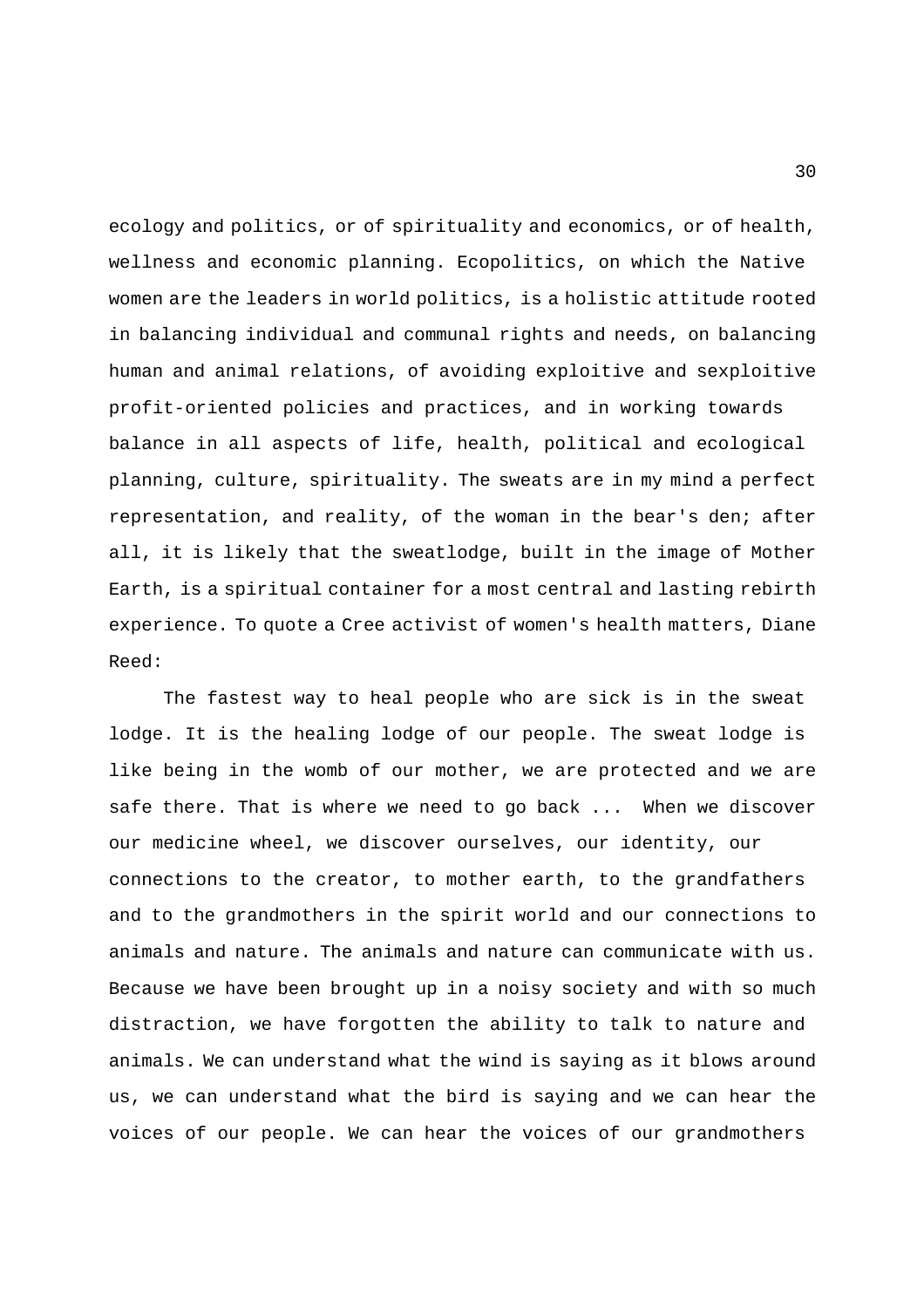ecology and politics, or of spirituality and economics, or of health, wellness and economic planning. Ecopolitics, on which the Native women are the leaders in world politics, is a holistic attitude rooted in balancing individual and communal rights and needs, on balancing human and animal relations, of avoiding exploitive and sexploitive profit-oriented policies and practices, and in working towards balance in all aspects of life, health, political and ecological planning, culture, spirituality. The sweats are in my mind a perfect representation, and reality, of the woman in the bear's den; after all, it is likely that the sweatlodge, built in the image of Mother Earth, is a spiritual container for a most central and lasting rebirth experience. To quote a Cree activist of women's health matters, Diane Reed:

The fastest way to heal people who are sick is in the sweat lodge. It is the healing lodge of our people. The sweat lodge is like being in the womb of our mother, we are protected and we are safe there. That is where we need to go back ... When we discover our medicine wheel, we discover ourselves, our identity, our connections to the creator, to mother earth, to the grandfathers and to the grandmothers in the spirit world and our connections to animals and nature. The animals and nature can communicate with us. Because we have been brought up in a noisy society and with so much distraction, we have forgotten the ability to talk to nature and animals. We can understand what the wind is saying as it blows around us, we can understand what the bird is saying and we can hear the voices of our people. We can hear the voices of our grandmothers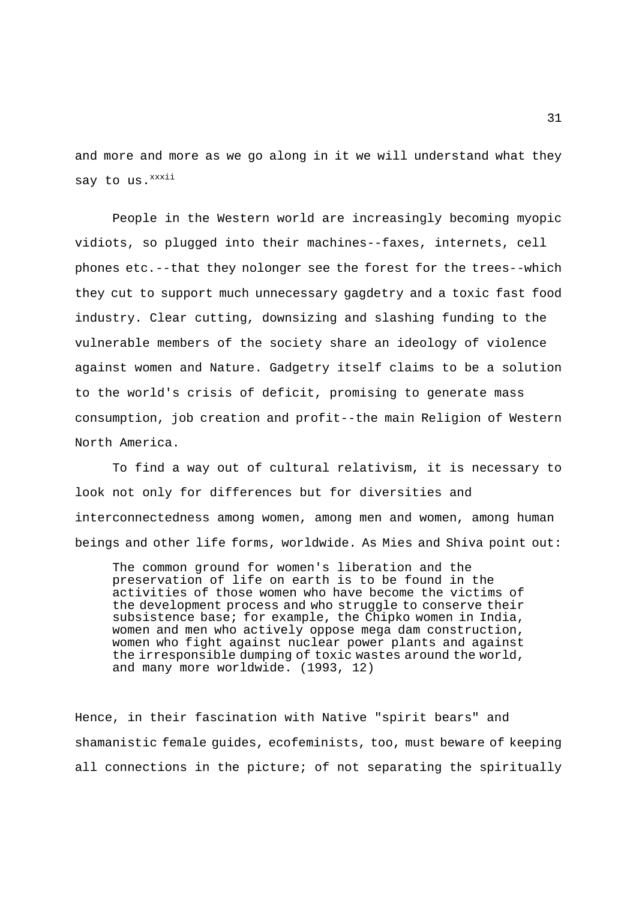and more and more as we go along in it we will understand what they say to us.[xxxii]

People in the Western world are increasingly becoming myopic vidiots, so plugged into their machines--faxes, internets, cell phones etc.--that they nolonger see the forest for the trees--which they cut to support much unnecessary gagdetry and a toxic fast food industry. Clear cutting, downsizing and slashing funding to the vulnerable members of the society share an ideology of violence against women and Nature. Gadgetry itself claims to be a solution to the world's crisis of deficit, promising to generate mass consumption, job creation and profit--the main Religion of Western North America.

To find a way out of cultural relativism, it is necessary to look not only for differences but for diversities and interconnectedness among women, among men and women, among human beings and other life forms, worldwide. As Mies and Shiva point out:

> The common ground for women's liberation and the preservation of life on earth is to be found in the activities of those women who have become the victims of the development process and who struggle to conserve their subsistence base; for example, the Chipko women in India, women and men who actively oppose mega dam construction, women who fight against nuclear power plants and against the irresponsible dumping of toxic wastes around the world, and many more worldwide. (1993, 12)

Hence, in their fascination with Native "spirit bears" and shamanistic female guides, ecofeminists, too, must beware of keeping all connections in the picture; of not separating the spiritually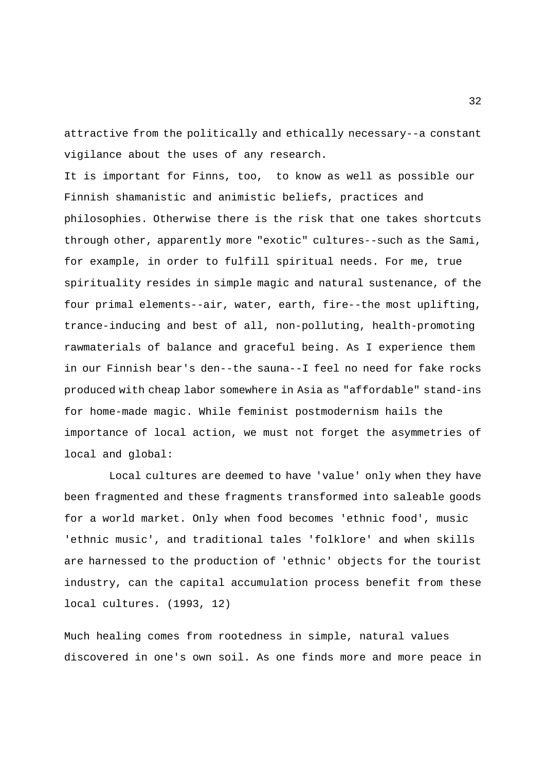attractive from the politically and ethically necessary--a constant vigilance about the uses of any research.

It is important for Finns, too, to know as well as possible our Finnish shamanistic and animistic beliefs, practices and philosophies. Otherwise there is the risk that one takes shortcuts through other, apparently more "exotic" cultures--such as the Sami, for example, in order to fulfill spiritual needs. For me, true spirituality resides in simple magic and natural sustenance, of the four primal elements--air, water, earth, fire--the most uplifting, trance-inducing and best of all, non-polluting, health-promoting rawmaterials of balance and graceful being. As I experience them in our Finnish bear's den--the sauna--I feel no need for fake rocks produced with cheap labor somewhere in Asia as "affordable" stand-ins for home-made magic. While feminist postmodernism hails the importance of local action, we must not forget the asymmetries of local and global:

> Local cultures are deemed to have 'value' only when they have been fragmented and these fragments transformed into saleable goods for a world market. Only when food becomes 'ethnic food', music 'ethnic music', and traditional tales 'folklore' and when skills are harnessed to the production of 'ethnic' objects for the tourist industry, can the capital accumulation process benefit from these local cultures. (1993, 12)

Much healing comes from rootedness in simple, natural values discovered in one's own soil. As one finds more and more peace in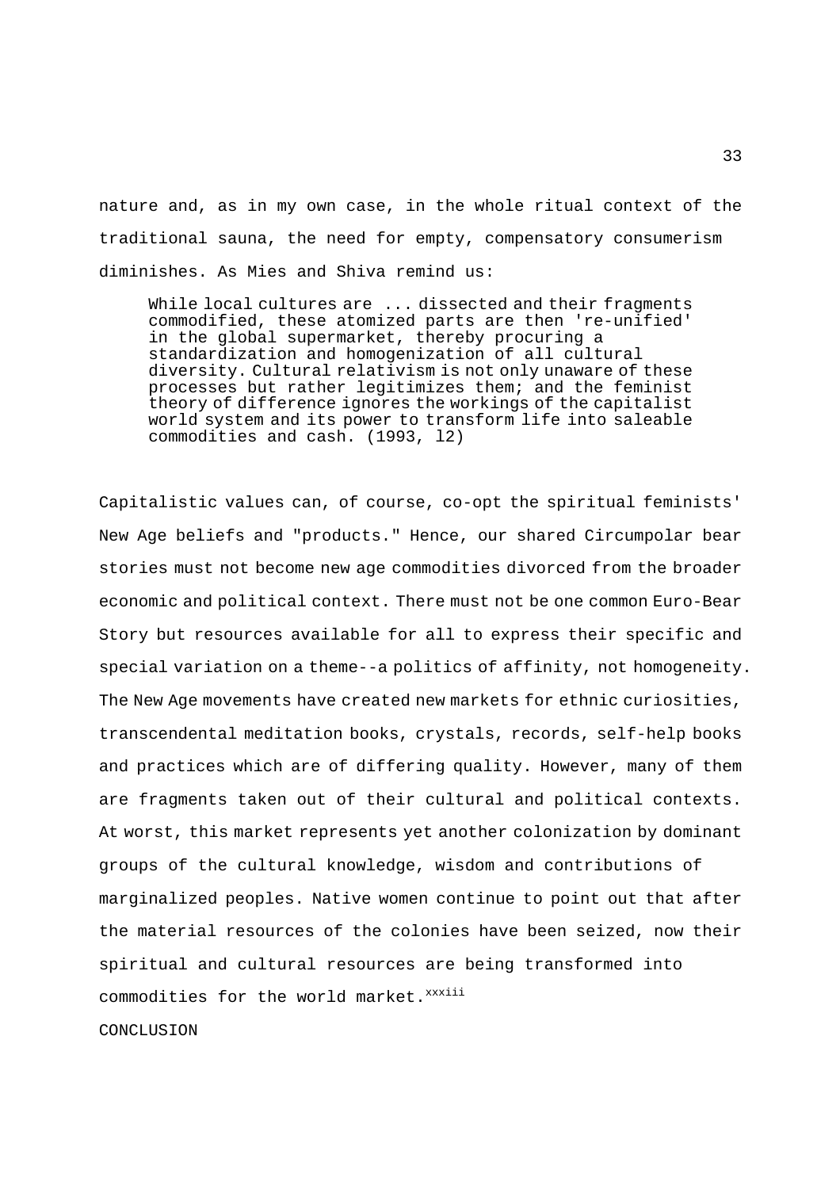nature and, as in my own case, in the whole ritual context of the traditional sauna, the need for empty, compensatory consumerism diminishes. As Mies and Shiva remind us:

> While local cultures are ... dissected and their fragments commodified, these atomized parts are then 're-unified' in the global supermarket, thereby procuring a standardization and homogenization of all cultural diversity. Cultural relativism is not only unaware of these processes but rather legitimizes them; and the feminist theory of difference ignores the workings of the capitalist world system and its power to transform life into saleable commodities and cash. (1993, l2)

Capitalistic values can, of course, co-opt the spiritual feminists' New Age beliefs and "products." Hence, our shared Circumpolar bear stories must not become new age commodities divorced from the broader economic and political context. There must not be one common Euro-Bear Story but resources available for all to express their specific and special variation on a theme--a politics of affinity, not homogeneity. The New Age movements have created new markets for ethnic curiosities, transcendental meditation books, crystals, records, self-help books and practices which are of differing quality. However, many of them are fragments taken out of their cultural and political contexts. At worst, this market represents yet another colonization by dominant groups of the cultural knowledge, wisdom and contributions of marginalized peoples. Native women continue to point out that after the material resources of the colonies have been seized, now their spiritual and cultural resources are being transformed into commodities for the world market.[xxxiii]

## CONCLUSION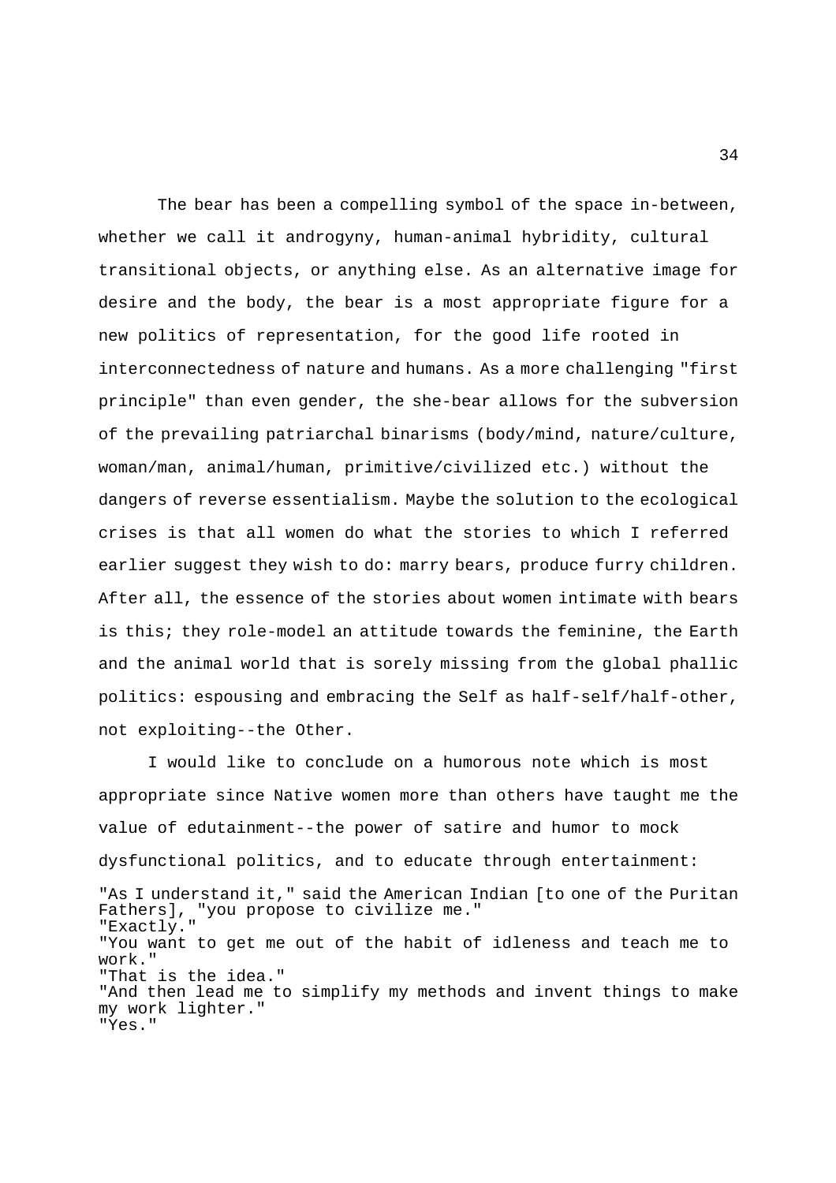The bear has been a compelling symbol of the space in-between, whether we call it androgyny, human-animal hybridity, cultural transitional objects, or anything else. As an alternative image for desire and the body, the bear is a most appropriate figure for a new politics of representation, for the good life rooted in interconnectedness of nature and humans. As a more challenging "first principle" than even gender, the she-bear allows for the subversion of the prevailing patriarchal binarisms (body/mind, nature/culture, woman/man, animal/human, primitive/civilized etc.) without the dangers of reverse essentialism. Maybe the solution to the ecological crises is that all women do what the stories to which I referred earlier suggest they wish to do: marry bears, produce furry children. After all, the essence of the stories about women intimate with bears is this; they role-model an attitude towards the feminine, the Earth and the animal world that is sorely missing from the global phallic politics: espousing and embracing the Self as half-self/half-other, not exploiting--the Other.

I would like to conclude on a humorous note which is most appropriate since Native women more than others have taught me the value of edutainment--the power of satire and humor to mock dysfunctional politics, and to educate through entertainment:

"As I understand it," said the American Indian [to one of the Puritan Fathers], "you propose to civilize me."
"Exactly."
"You want to get me out of the habit of idleness and teach me to work."
"That is the idea."
"And then lead me to simplify my methods and invent things to make my work lighter."
"Yes."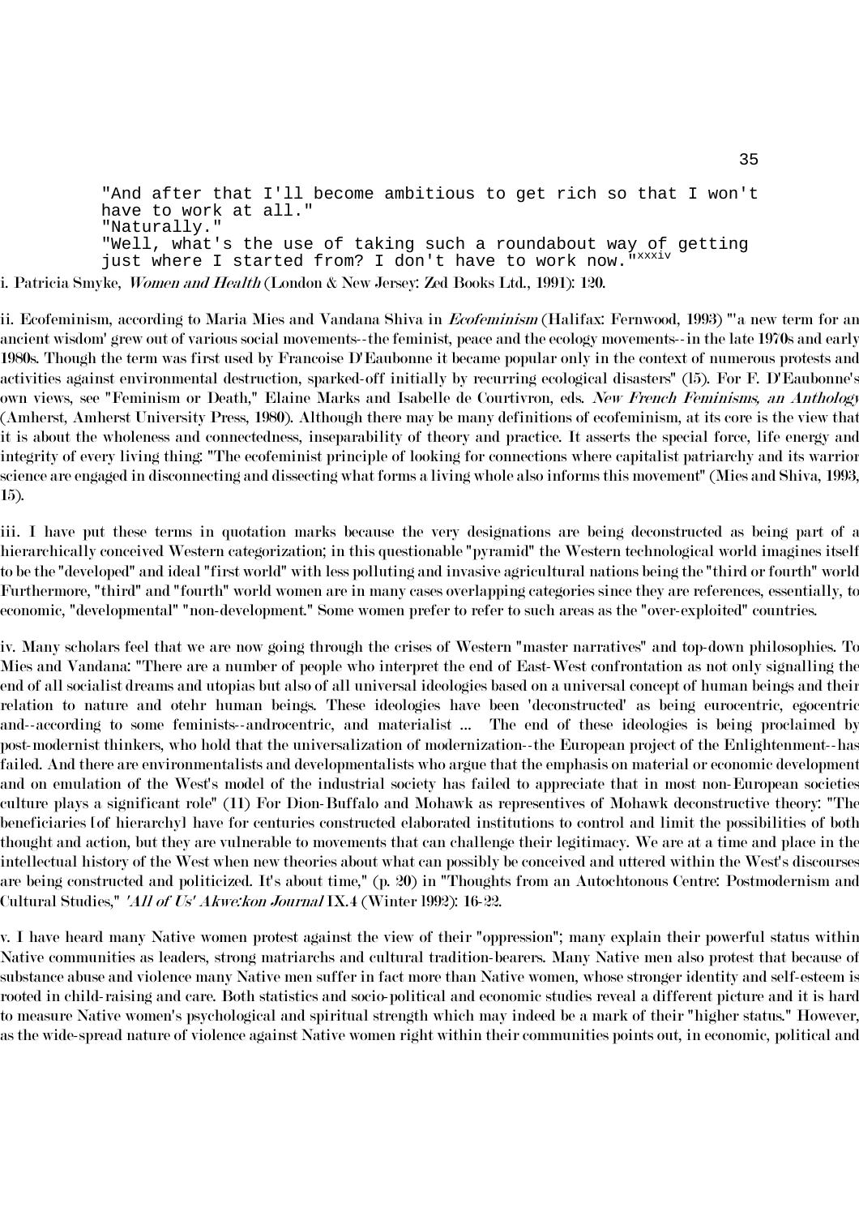"And after that I'll become ambitious to get rich so that I won't have to work at all."
"Naturally."
"Well, what's the use of taking such a roundabout way of getting just where I started from? I don't have to work now."[xxxiv]

i. Patricia Smyke, *Women and Health* (London & New Jersey: Zed Books Ltd., 1991): 120.

ii. Ecofeminism, according to Maria Mies and Vandana Shiva in *Ecofeminism* (Halifax: Fernwood, 1993) "'a new term for an ancient wisdom' grew out of various social movements--the feminist, peace and the ecology movements--in the late 1970s and early 1980s. Though the term was first used by Francoise D'Eaubonne it became popular only in the context of numerous protests and activities against environmental destruction, sparked-off initially by recurring ecological disasters" (15). For F. D'Eaubonne's own views, see "Feminism or Death," Elaine Marks and Isabelle de Courtivron, eds. *New French Feminisms, an Anthology* (Amherst, Amherst University Press, 1980). Although there may be many definitions of ecofeminism, at its core is the view that it is about the wholeness and connectedness, inseparability of theory and practice. It asserts the special force, life energy and integrity of every living thing: "The ecofeminist principle of looking for connections where capitalist patriarchy and its warrior science are engaged in disconnecting and dissecting what forms a living whole also informs this movement" (Mies and Shiva, 1993, 15).

iii. I have put these terms in quotation marks because the very designations are being deconstructed as being part of a hierarchically conceived Western categorization; in this questionable "pyramid" the Western technological world imagines itself to be the "developed" and ideal "first world" with less polluting and invasive agricultural nations being the "third or fourth" world. Furthermore, "third" and "fourth" world women are in many cases overlapping categories since they are references, essentially, to economic, "developmental" "non-development." Some women prefer to refer to such areas as the "over-exploited" countries.

iv. Many scholars feel that we are now going through the crises of Western "master narratives" and top-down philosophies. To Mies and Vandana: "There are a number of people who interpret the end of East-West confrontation as not only signalling the end of all socialist dreams and utopias but also of all universal ideologies based on a universal concept of human beings and their relation to nature and otehr human beings. These ideologies have been 'deconstructed' as being eurocentric, egocentric and--according to some feminists--androcentric, and materialist ... The end of these ideologies is being proclaimed by post-modernist thinkers, who hold that the universalization of modernization--the European project of the Enlightenment--has failed. And there are environmentalists and developmentalists who argue that the emphasis on material or economic development and on emulation of the West's model of the industrial society has failed to appreciate that in most non-European societies culture plays a significant role" (11) For Dion-Buffalo and Mohawk as representives of Mohawk deconstructive theory: "The beneficiaries [of hierarchy] have for centuries constructed elaborated institutions to control and limit the possibilities of both thought and action, but they are vulnerable to movements that can challenge their legitimacy. We are at a time and place in the intellectual history of the West when new theories about what can possibly be conceived and uttered within the West's discourses are being constructed and politicized. It's about time," (p. 20) in "Thoughts from an Autochtonous Centre: Postmodernism and Cultural Studies," *'All of Us' Akwe:kon Journal* IX.4 (Winter 1992): 16-22.

v. I have heard many Native women protest against the view of their "oppression"; many explain their powerful status within Native communities as leaders, strong matriarchs and cultural tradition-bearers. Many Native men also protest that because of substance abuse and violence many Native men suffer in fact more than Native women, whose stronger identity and self-esteem is rooted in child-raising and care. Both statistics and socio-political and economic studies reveal a different picture and it is hard to measure Native women's psychological and spiritual strength which may indeed be a mark of their "higher status." However, as the wide-spread nature of violence against Native women right within their communities points out, in economic, political and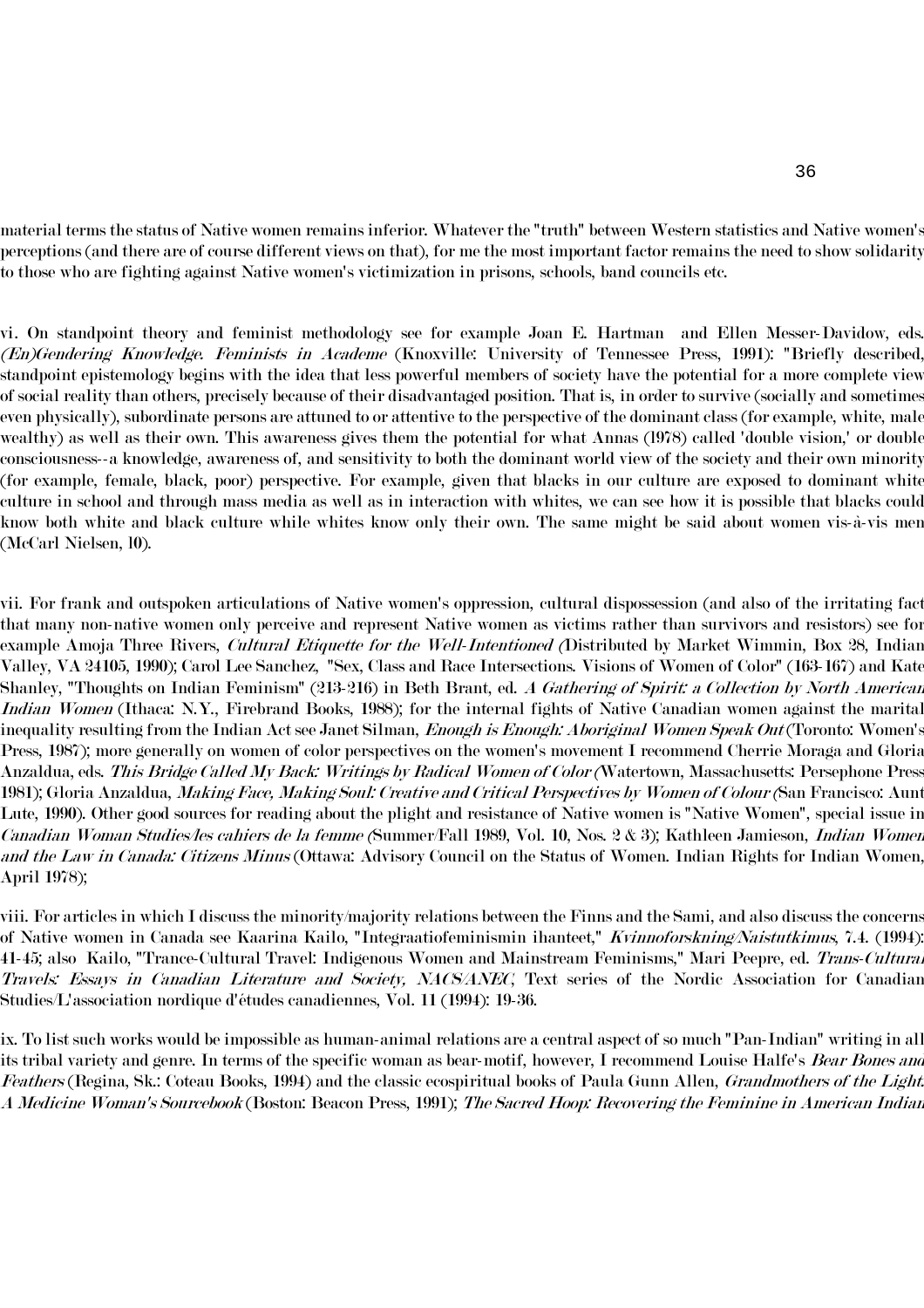material terms the status of Native women remains inferior. Whatever the "truth" between Western statistics and Native women's perceptions (and there are of course different views on that), for me the most important factor remains the need to show solidarity to those who are fighting against Native women's victimization in prisons, schools, band councils etc.

vi. On standpoint theory and feminist methodology see for example Joan E. Hartman and Ellen Messer-Davidow, eds. *(En)Gendering Knowledge. Feminists in Academe* (Knoxville: University of Tennessee Press, 1991): "Briefly described, standpoint epistemology begins with the idea that less powerful members of society have the potential for a more complete view of social reality than others, precisely because of their disadvantaged position. That is, in order to survive (socially and sometimes even physically), subordinate persons are attuned to or attentive to the perspective of the dominant class (for example, white, male wealthy) as well as their own. This awareness gives them the potential for what Annas (1978) called 'double vision,' or double consciousness--a knowledge, awareness of, and sensitivity to both the dominant world view of the society and their own minority (for example, female, black, poor) perspective. For example, given that blacks in our culture are exposed to dominant white culture in school and through mass media as well as in interaction with whites, we can see how it is possible that blacks could know both white and black culture while whites know only their own. The same might be said about women vis-à-vis men (McCarl Nielsen, 10).

vii. For frank and outspoken articulations of Native women's oppression, cultural dispossession (and also of the irritating fact that many non-native women only perceive and represent Native women as victims rather than survivors and resistors) see for example Amoja Three Rivers, *Cultural Etiquette for the Well-Intentioned* (Distributed by Market Wimmin, Box 28, Indian Valley, VA 24105, 1990); Carol Lee Sanchez, "Sex, Class and Race Intersections. Visions of Women of Color" (163-167) and Kate Shanley, "Thoughts on Indian Feminism" (213-216) in Beth Brant, ed. *A Gathering of Spirit: a Collection by North American Indian Women* (Ithaca: N.Y., Firebrand Books, 1988); for the internal fights of Native Canadian women against the marital inequality resulting from the Indian Act see Janet Silman, *Enough is Enough: Aboriginal Women Speak Out* (Toronto: Women's Press, 1987); more generally on women of color perspectives on the women's movement I recommend Cherrie Moraga and Gloria Anzaldua, eds. *This Bridge Called My Back: Writings by Radical Women of Color* (Watertown, Massachusetts: Persephone Press 1981); Gloria Anzaldua, *Making Face, Making Soul: Creative and Critical Perspectives by Women of Colour* (San Francisco: Aunt Lute, 1990). Other good sources for reading about the plight and resistance of Native women is "Native Women", special issue in *Canadian Woman Studies/les cahiers de la femme* (Summer/Fall 1989, Vol. 10, Nos. 2 & 3); Kathleen Jamieson, *Indian Women and the Law in Canada: Citizens Minus* (Ottawa: Advisory Council on the Status of Women. Indian Rights for Indian Women, April 1978);

viii. For articles in which I discuss the minority/majority relations between the Finns and the Sami, and also discuss the concerns of Native women in Canada see Kaarina Kailo, "Integraatiofeminismin ihanteet," *Kvinnoforskning/Naistutkimus*, 7.4. (1994): 41-45; also Kailo, "Trance-Cultural Travel: Indigenous Women and Mainstream Feminisms," Mari Peepre, ed. *Trans-Cultural Travels: Essays in Canadian Literature and Society, NACS/ANEC*, Text series of the Nordic Association for Canadian Studies/L'association nordique d'études canadiennes, Vol. 11 (1994): 19-36.

ix. To list such works would be impossible as human-animal relations are a central aspect of so much "Pan-Indian" writing in all its tribal variety and genre. In terms of the specific woman as bear-motif, however, I recommend Louise Halfe's *Bear Bones and Feathers* (Regina, Sk.: Coteau Books, 1994) and the classic ecospiritual books of Paula Gunn Allen, *Grandmothers of the Light. A Medicine Woman's Sourcebook* (Boston: Beacon Press, 1991); *The Sacred Hoop: Recovering the Feminine in American Indian*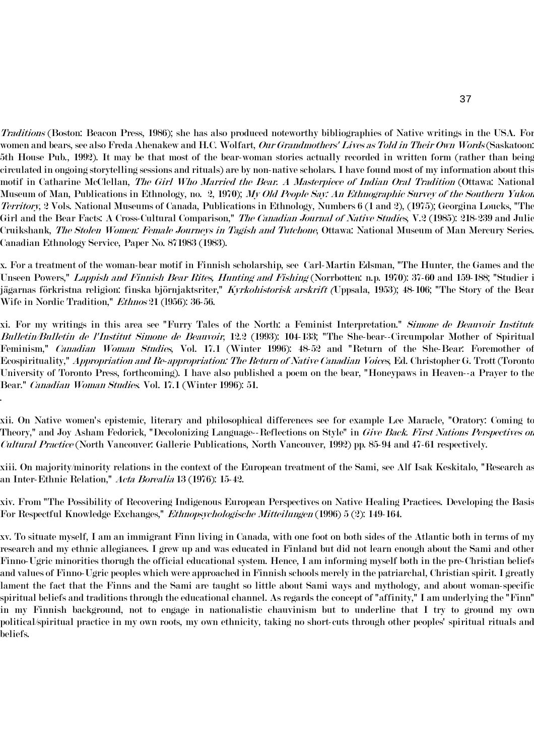*Traditions* (Boston: Beacon Press, 1986); she has also produced noteworthy bibliographies of Native writings in the USA. For women and bears, see also Freda Ahenakew and H.C. Wolfart, *Our Grandmothers' Lives as Told in Their Own Words* (Saskatoon: 5th House Pub., 1992). It may be that most of the bear-woman stories actually recorded in written form (rather than being circulated in ongoing storytelling sessions and rituals) are by non-native scholars. I have found most of my information about this motif in Catharine McClellan, *The Girl Who Married the Bear. A Masterpiece of Indian Oral Tradition* (Ottawa: National Museum of Man, Publications in Ethnology, no. 2, 1970); *My Old People Say: An Ethnographic Survey of the Southern Yukon Territory*, 2 Vols. National Museums of Canada, Publications in Ethnology, Numbers 6 (1 and 2), (1975); Georgina Loucks, "The Girl and the Bear Facts: A Cross-Cultural Comparison," *The Canadian Journal of Native Studies*, V.2 (1985): 218-239 and Julie Cruikshank, *The Stolen Women: Female Journeys in Tagish and Tutchone*, Ottawa: National Museum of Man Mercury Series. Canadian Ethnology Service, Paper No. 871983 (1983).

x. For a treatment of the woman-bear motif in Finnish scholarship, see Carl-Martin Edsman, "The Hunter, the Games and the Unseen Powers," *Lappish and Finnish Bear Rites, Hunting and Fishing* (Norrbotten: n.p. 1970): 37-60 and 159-188; "Studier i jägarnas förkristna religion: finska björnjaktsriter," *Kyrkohistorisk arskrift* (Uppsala, 1953); 48-106; "The Story of the Bear Wife in Nordic Tradition," *Ethnos* 21 (1956): 36-56.

xi. For my writings in this area see "Furry Tales of the North: a Feminist Interpretation." *Simone de Beauvoir Institute Bulletin/Bulletin de l'Institut Simone de Beauvoir*, 12.2 (1993): 104-133; "The She-bear--Circumpolar Mother of Spiritual Feminism," *Canadian Woman Studies*, Vol. 17.1 (Winter 1996): 48-52 and "Return of the She-Bear: Foremother of Ecospirituality," *Appropriation and Re-appropriation: The Return of Native Canadian Voices*, Ed. Christopher G. Trott (Toronto University of Toronto Press, forthcoming). I have also published a poem on the bear, "Honeypaws in Heaven--a Prayer to the Bear." *Canadian Woman Studies*. Vol. 17.1 (Winter 1996): 51.

xii. On Native women's epistemic, literary and philosophical differences see for example Lee Maracle, "Oratory: Coming to Theory," and Joy Asham Fedorick, "Decolonizing Language--Reflections on Style" in *Give Back. First Nations Perspectives on Cultural Practice* (North Vancouver: Gallerie Publications, North Vancouver, 1992) pp. 85-94 and 47-61 respectively.

xiii. On majority/minority relations in the context of the European treatment of the Sami, see Alf Isak Keskitalo, "Research as an Inter-Ethnic Relation," *Acta Borealia* 13 (1976): 15-42.

xiv. From "The Possibility of Recovering Indigenous European Perspectives on Native Healing Practices. Developing the Basis For Respectful Knowledge Exchanges," *Ethnopsychologische Mitteilungen* (1996) 5 (2): 149-164.

xv. To situate myself, I am an immigrant Finn living in Canada, with one foot on both sides of the Atlantic both in terms of my research and my ethnic allegiances. I grew up and was educated in Finland but did not learn enough about the Sami and other Finno-Ugric minorities thorugh the official educational system. Hence, I am informing myself both in the pre-Christian beliefs and values of Finno-Ugric peoples which were approached in Finnish schools merely in the patriarchal, Christian spirit. I greatly lament the fact that the Finns and the Sami are taught so little about Sami ways and mythology, and about woman-specific spiritual beliefs and traditions through the educational channel. As regards the concept of "affinity," I am underlying the "Finn" in my Finnish background, not to engage in nationalistic chauvinism but to underline that I try to ground my own political/spiritual practice in my own roots, my own ethnicity, taking no short-cuts through other peoples' spiritual rituals and beliefs.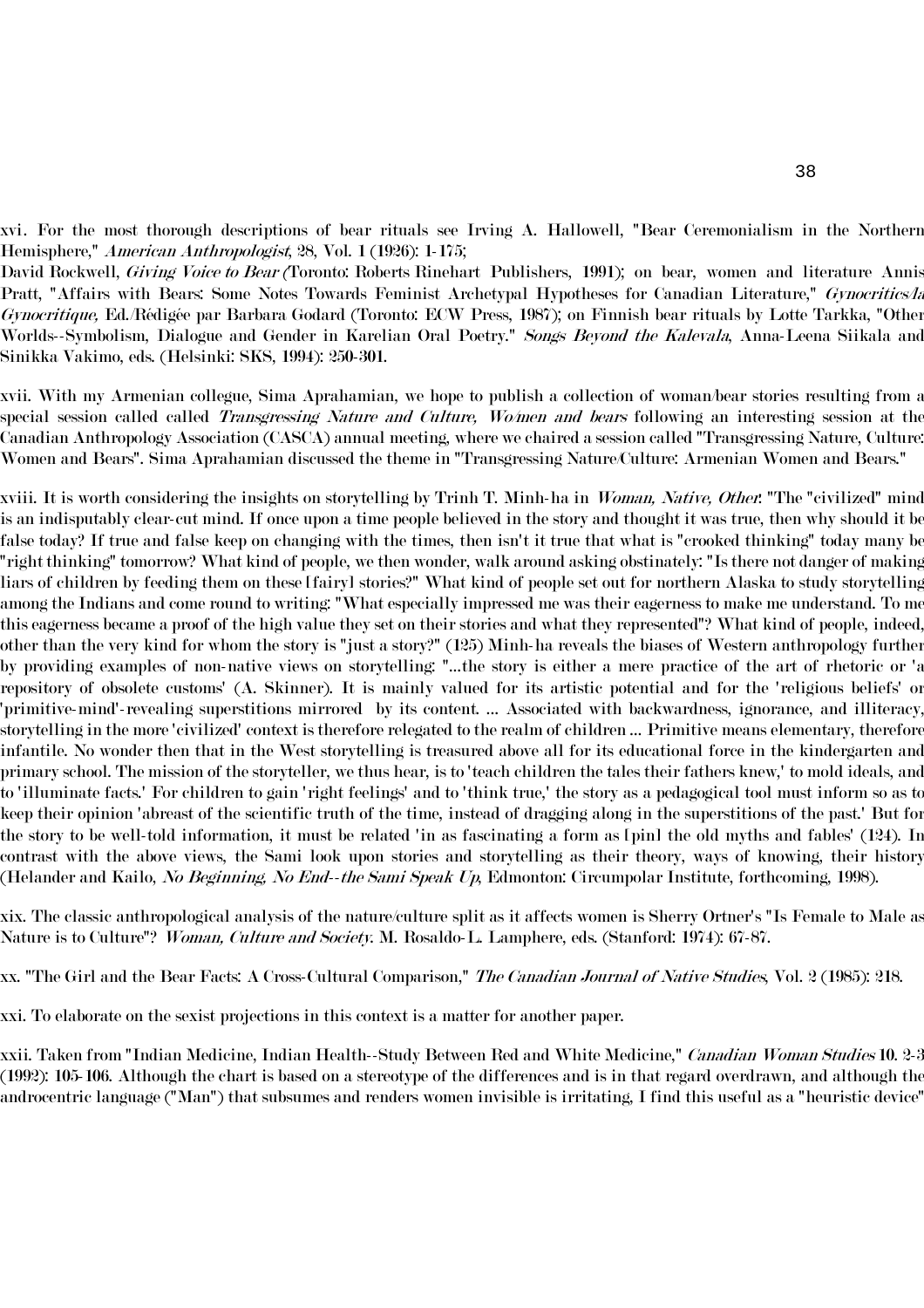xvi. For the most thorough descriptions of bear rituals see Irving A. Hallowell, "Bear Ceremonialism in the Northern Hemisphere," *American Anthropologist*, 28, Vol. 1 (1926): 1-175;
David Rockwell, *Giving Voice to Bear* (Toronto: Roberts Rinehart Publishers, 1991); on bear, women and literature Annis Pratt, "Affairs with Bears: Some Notes Towards Feminist Archetypal Hypotheses for Canadian Literature," *Gynocritics/la Gynocritique,* Ed./Rédigée par Barbara Godard (Toronto: ECW Press, 1987); on Finnish bear rituals by Lotte Tarkka, "Other Worlds--Symbolism, Dialogue and Gender in Karelian Oral Poetry." *Songs Beyond the Kalevala*, Anna-Leena Siikala and Sinikka Vakimo, eds. (Helsinki: SKS, 1994): 250-301.

xvii. With my Armenian collegue, Sima Aprahamian, we hope to publish a collection of woman/bear stories resulting from a special session called called *Transgressing Nature and Culture, Wo/men and bears* following an interesting session at the Canadian Anthropology Association (CASCA) annual meeting, where we chaired a session called "Transgressing Nature, Culture: Women and Bears". Sima Aprahamian discussed the theme in "Transgressing Nature/Culture: Armenian Women and Bears."

xviii. It is worth considering the insights on storytelling by Trinh T. Minh-ha in *Woman, Native, Other*: "The "civilized" mind is an indisputably clear-cut mind. If once upon a time people believed in the story and thought it was true, then why should it be false today? If true and false keep on changing with the times, then isn't it true that what is "crooked thinking" today many be "right thinking" tomorrow? What kind of people, we then wonder, walk around asking obstinately: "Is there not danger of making liars of children by feeding them on these [fairy] stories?" What kind of people set out for northern Alaska to study storytelling among the Indians and come round to writing: "What especially impressed me was their eagerness to make me understand. To me this eagerness became a proof of the high value they set on their stories and what they represented"? What kind of people, indeed, other than the very kind for whom the story is "just a story?" (125) Minh-ha reveals the biases of Western anthropology further by providing examples of non-native views on storytelling: "...the story is either a mere practice of the art of rhetoric or 'a repository of obsolete customs' (A. Skinner). It is mainly valued for its artistic potential and for the 'religious beliefs' or 'primitive-mind'-revealing superstitions mirrored by its content. ... Associated with backwardness, ignorance, and illiteracy, storytelling in the more 'civilized' context is therefore relegated to the realm of children ... Primitive means elementary, therefore infantile. No wonder then that in the West storytelling is treasured above all for its educational force in the kindergarten and primary school. The mission of the storyteller, we thus hear, is to 'teach children the tales their fathers knew,' to mold ideals, and to 'illuminate facts.' For children to gain 'right feelings' and to 'think true,' the story as a pedagogical tool must inform so as to keep their opinion 'abreast of the scientific truth of the time, instead of dragging along in the superstitions of the past.' But for the story to be well-told information, it must be related 'in as fascinating a form as [pin] the old myths and fables' (124). In contrast with the above views, the Sami look upon stories and storytelling as their theory, ways of knowing, their history (Helander and Kailo, *No Beginning, No End--the Sami Speak Up*, Edmonton: Circumpolar Institute, forthcoming, 1998).

xix. The classic anthropological analysis of the nature/culture split as it affects women is Sherry Ortner's "Is Female to Male as Nature is to Culture"? *Woman, Culture and Society*. M. Rosaldo-L. Lamphere, eds. (Stanford: 1974): 67-87.

xx. "The Girl and the Bear Facts: A Cross-Cultural Comparison," *The Canadian Journal of Native Studies*, Vol. 2 (1985): 218.

xxi. To elaborate on the sexist projections in this context is a matter for another paper.

xxii. Taken from "Indian Medicine, Indian Health--Study Between Red and White Medicine," *Canadian Woman Studies* 10. 2-3 (1992): 105-106. Although the chart is based on a stereotype of the differences and is in that regard overdrawn, and although the androcentric language ("Man") that subsumes and renders women invisible is irritating, I find this useful as a "heuristic device"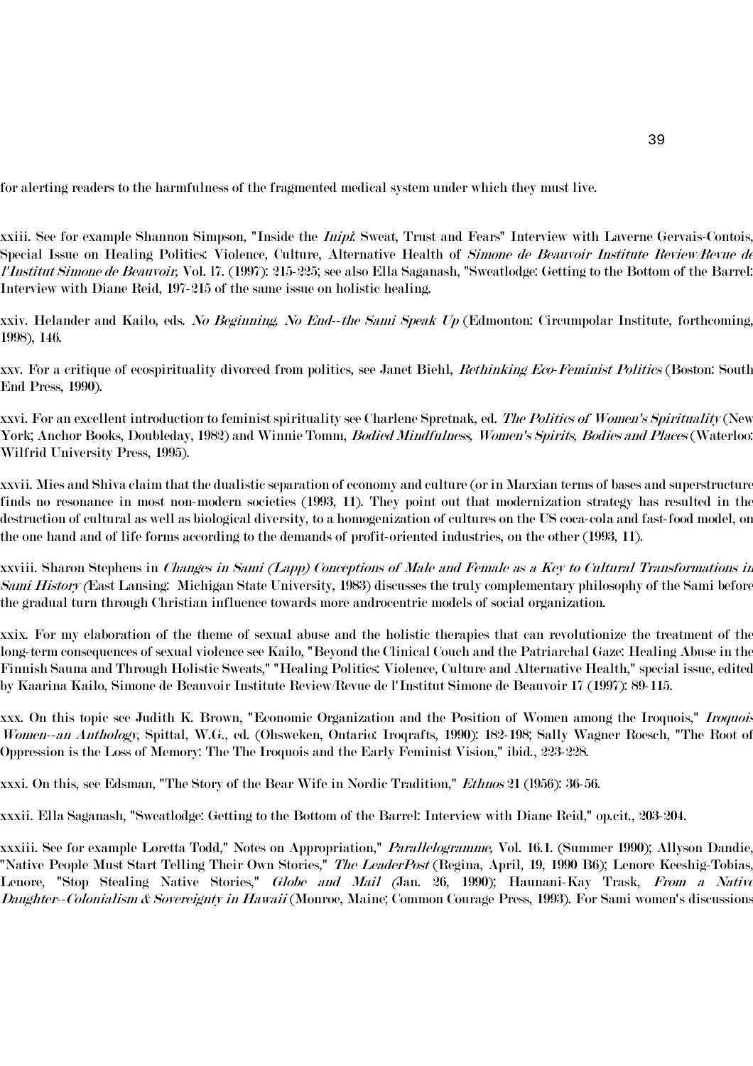for alerting readers to the harmfulness of the fragmented medical system under which they must live.

xxiii. See for example Shannon Simpson, "Inside the *Inipi*: Sweat, Trust and Fears" Interview with Laverne Gervais-Contois, Special Issue on Healing Politics: Violence, Culture, Alternative Health of *Simone de Beauvoir Institute Review/Revue de l'Institut Simone de Beauvoir,* Vol. 17. (1997): 215-225; see also Ella Saganash, "Sweatlodge: Getting to the Bottom of the Barrel: Interview with Diane Reid, 197-215 of the same issue on holistic healing.

xxiv. Helander and Kailo, eds. *No Beginning, No End--the Sami Speak Up* (Edmonton: Circumpolar Institute, forthcoming, 1998), 146.

xxv. For a critique of ecospirituality divorced from politics, see Janet Biehl, *Rethinking Eco-Feminist Politics* (Boston: South End Press, 1990).

xxvi. For an excellent introduction to feminist spirituality see Charlene Spretnak, ed. *The Politics of Women's Spirituality* (New York; Anchor Books, Doubleday, 1982) and Winnie Tomm, *Bodied Mindfulness, Women's Spirits, Bodies and Places* (Waterloo: Wilfrid University Press, 1995).

xxvii. Mies and Shiva claim that the dualistic separation of economy and culture (or in Marxian terms of bases and superstructure finds no resonance in most non-modern societies (1993, 11). They point out that modernization strategy has resulted in the destruction of cultural as well as biological diversity, to a homogenization of cultures on the US coca-cola and fast-food model, on the one hand and of life forms according to the demands of profit-oriented industries, on the other (1993, 11).

xxviii. Sharon Stephens in *Changes in Sami (Lapp) Conceptions of Male and Female as a Key to Cultural Transformations in Sami History* (East Lansing: Michigan State University, 1983) discusses the truly complementary philosophy of the Sami before the gradual turn through Christian influence towards more androcentric models of social organization.

xxix. For my elaboration of the theme of sexual abuse and the holistic therapies that can revolutionize the treatment of the long-term consequences of sexual violence see Kailo, "Beyond the Clinical Couch and the Patriarchal Gaze: Healing Abuse in the Finnish Sauna and Through Holistic Sweats," "Healing Politics: Violence, Culture and Alternative Health," special issue, edited by Kaarina Kailo, Simone de Beauvoir Institute Review/Revue de l'Institut Simone de Beauvoir 17 (1997): 89-115.

xxx. On this topic see Judith K. Brown, "Economic Organization and the Position of Women among the Iroquois," *Iroquois Women--an Anthology*, Spittal, W.G., ed. (Ohsweken, Ontario: Iroqrafts, 1990): 182-198; Sally Wagner Roesch, "The Root of Oppression is the Loss of Memory: The The Iroquois and the Early Feminist Vision," ibid., 223-228.

xxxi. On this, see Edsman, "The Story of the Bear Wife in Nordic Tradition," *Ethnos* 21 (1956): 36-56.

xxxii. Ella Saganash, "Sweatlodge: Getting to the Bottom of the Barrel: Interview with Diane Reid," op.cit., 203-204.

xxxiii. See for example Loretta Todd," Notes on Appropriation," *Parallelogramme,* Vol. 16.1. (Summer 1990); Allyson Dandie, "Native People Must Start Telling Their Own Stories," *The LeaderPost* (Regina, April, 19, 1990 B6); Lenore Keeshig-Tobias, Lenore, "Stop Stealing Native Stories," *Globe and Mail* (Jan. 26, 1990); Haunani-Kay Trask, *From a Native Daughter--Colonialism & Sovereignty in Hawaii* (Monroe, Maine; Common Courage Press, 1993). For Sami women's discussions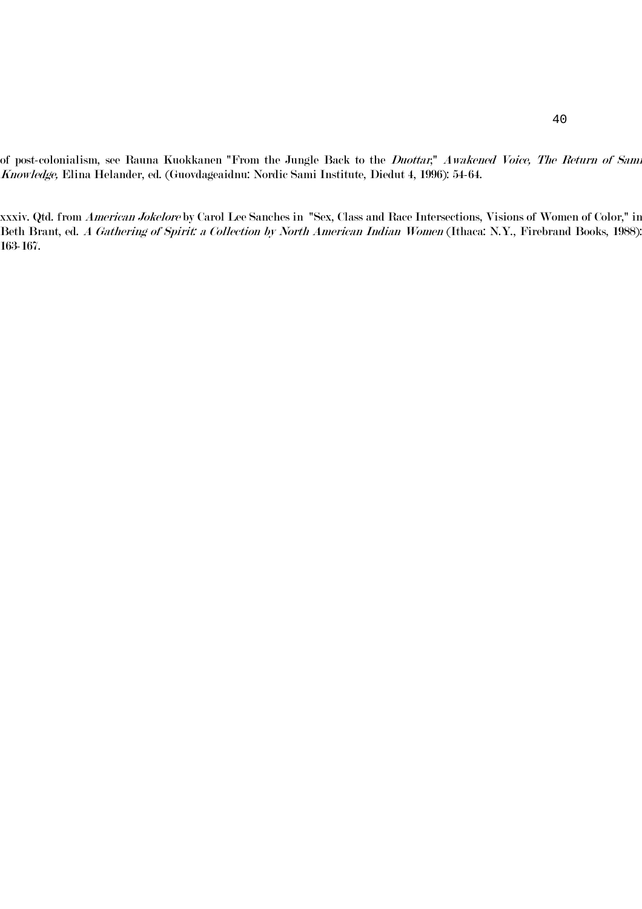of post-colonialism, see Rauna Kuokkanen "From the Jungle Back to the *Duottar*," *Awakened Voice, The Return of Sami Knowledge,* Elina Helander, ed. (Guovdageaidnu: Nordic Sami Institute, Diedut 4, 1996): 54-64.

xxxiv. Qtd. from *American Jokelore* by Carol Lee Sanches in "Sex, Class and Race Intersections, Visions of Women of Color," in Beth Brant, ed. *A Gathering of Spirit: a Collection by North American Indian Women* (Ithaca: N.Y., Firebrand Books, 1988): 163-167.